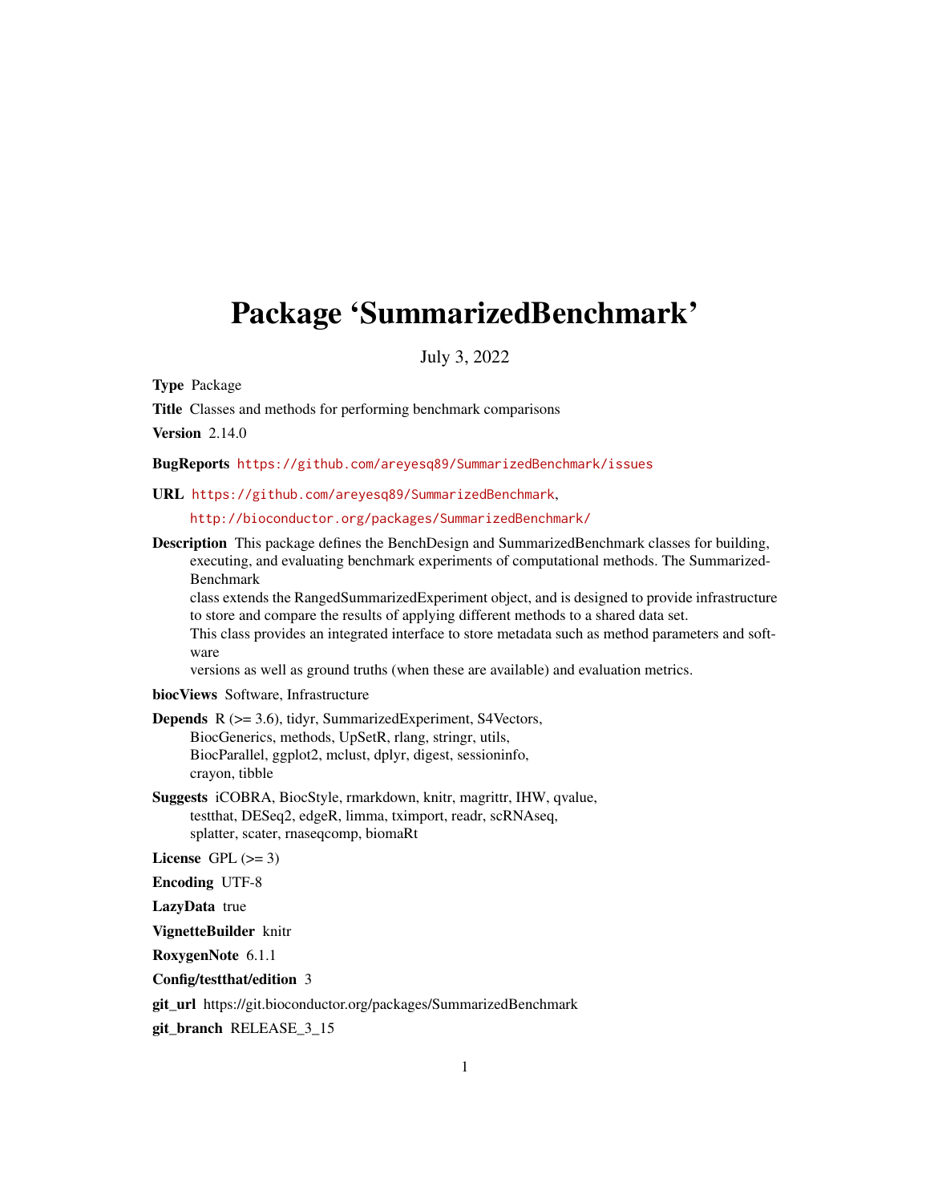# Package 'SummarizedBenchmark'

July 3, 2022

**Type** Package

**Title** Classes and methods for performing benchmark comparisons

**Version** 2.14.0

**BugReports** https://github.com/areyesq89/SummarizedBenchmark/issues

**URL** https://github.com/areyesq89/SummarizedBenchmark,
http://bioconductor.org/packages/SummarizedBenchmark/

**Description** This package defines the BenchDesign and SummarizedBenchmark classes for building, executing, and evaluating benchmark experiments of computational methods. The SummarizedBenchmark class extends the RangedSummarizedExperiment object, and is designed to provide infrastructure to store and compare the results of applying different methods to a shared data set. This class provides an integrated interface to store metadata such as method parameters and software versions as well as ground truths (when these are available) and evaluation metrics.

**biocViews** Software, Infrastructure

**Depends** R (>= 3.6), tidyr, SummarizedExperiment, S4Vectors, BiocGenerics, methods, UpSetR, rlang, stringr, utils, BiocParallel, ggplot2, mclust, dplyr, digest, sessioninfo, crayon, tibble

**Suggests** iCOBRA, BiocStyle, rmarkdown, knitr, magrittr, IHW, qvalue, testthat, DESeq2, edgeR, limma, tximport, readr, scRNAseq, splatter, scater, rnaseqcomp, biomaRt

**License** GPL (>= 3)

**Encoding** UTF-8

**LazyData** true

**VignetteBuilder** knitr

**RoxygenNote** 6.1.1

**Config/testthat/edition** 3

**git_url** https://git.bioconductor.org/packages/SummarizedBenchmark

**git_branch** RELEASE_3_15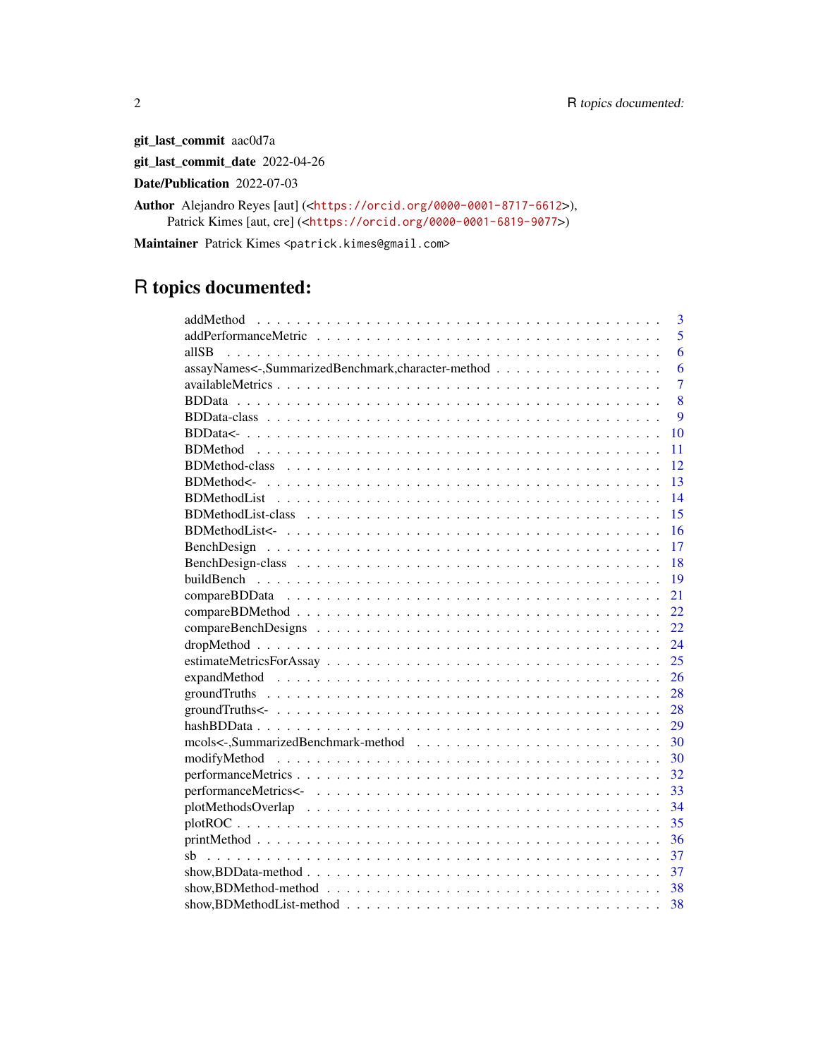**git_last_commit** aac0d7a

**git_last_commit_date** 2022-04-26

**Date/Publication** 2022-07-03

**Author** Alejandro Reyes [aut] (<https://orcid.org/0000-0001-8717-6612>), Patrick Kimes [aut, cre] (<https://orcid.org/0000-0001-6819-9077>)

**Maintainer** Patrick Kimes <patrick.kimes@gmail.com>

# R topics documented:

| Topic | Page |
|---|---|
| addMethod | 3 |
| addPerformanceMetric | 5 |
| allSB | 6 |
| assayNames<-,SummarizedBenchmark,character-method | 6 |
| availableMetrics | 7 |
| BDData | 8 |
| BDData-class | 9 |
| BDData<- | 10 |
| BDMethod | 11 |
| BDMethod-class | 12 |
| BDMethod<- | 13 |
| BDMethodList | 14 |
| BDMethodList-class | 15 |
| BDMethodList<- | 16 |
| BenchDesign | 17 |
| BenchDesign-class | 18 |
| buildBench | 19 |
| compareBDData | 21 |
| compareBDMethod | 22 |
| compareBenchDesigns | 22 |
| dropMethod | 24 |
| estimateMetricsForAssay | 25 |
| expandMethod | 26 |
| groundTruths | 28 |
| groundTruths<- | 28 |
| hashBDData | 29 |
| mcols<-,SummarizedBenchmark-method | 30 |
| modifyMethod | 30 |
| performanceMetrics | 32 |
| performanceMetrics<- | 33 |
| plotMethodsOverlap | 34 |
| plotROC | 35 |
| printMethod | 36 |
| sb | 37 |
| show,BDData-method | 37 |
| show,BDMethod-method | 38 |
| show,BDMethodList-method | 38 |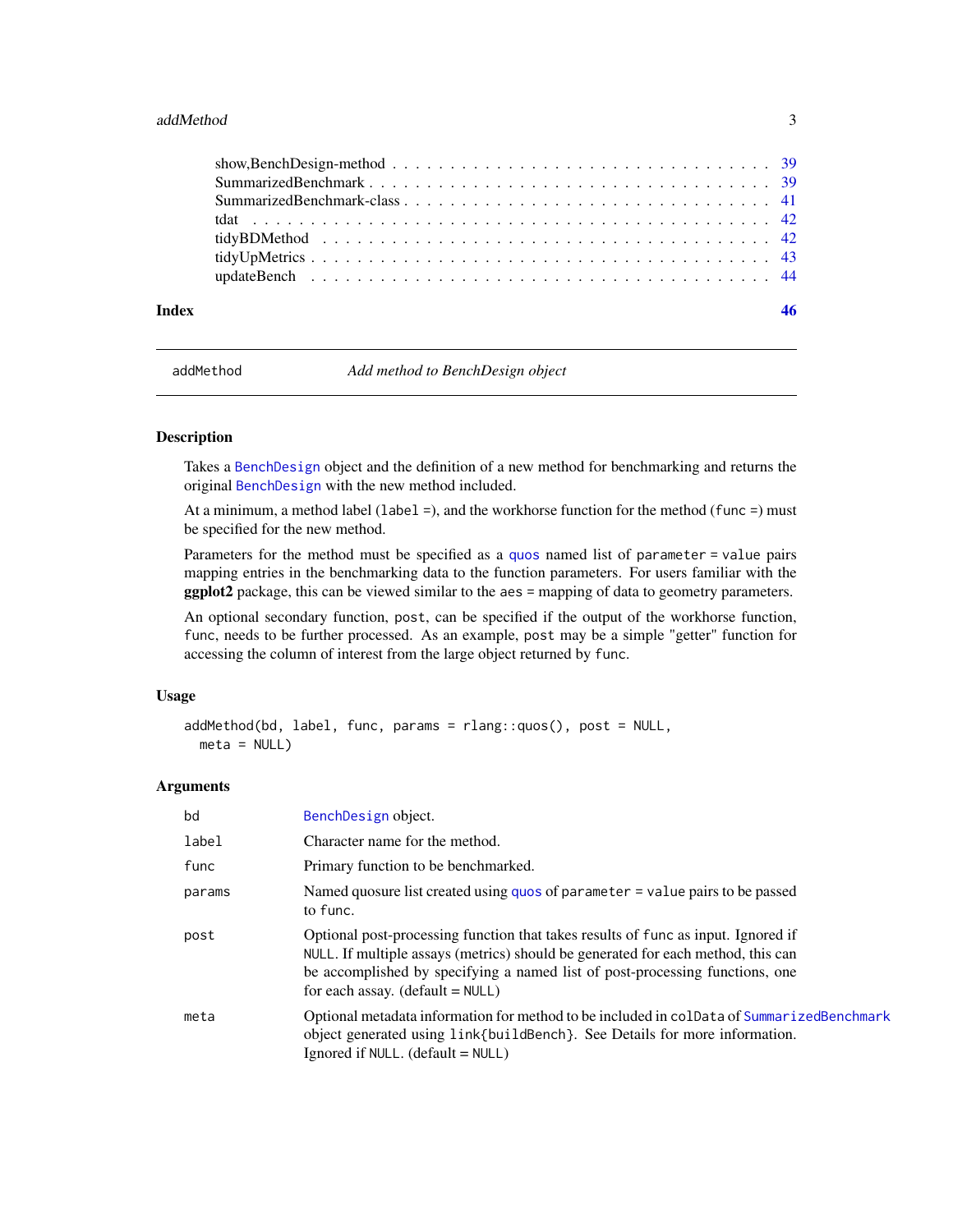show,BenchDesign-method . . . . . . . . . . . . . . . . . . . . . . . . . . . . . . . 39
SummarizedBenchmark . . . . . . . . . . . . . . . . . . . . . . . . . . . . . . . . . 39
SummarizedBenchmark-class . . . . . . . . . . . . . . . . . . . . . . . . . . . . . 41
tdat . . . . . . . . . . . . . . . . . . . . . . . . . . . . . . . . . . . . . . . . . 42
tidyBDMethod . . . . . . . . . . . . . . . . . . . . . . . . . . . . . . . . . . . . 42
tidyUpMetrics . . . . . . . . . . . . . . . . . . . . . . . . . . . . . . . . . . . . 43
updateBench . . . . . . . . . . . . . . . . . . . . . . . . . . . . . . . . . . . . . 44

**Index** **46**

---

`addMethod` *Add method to BenchDesign object*

---

## Description

Takes a BenchDesign object and the definition of a new method for benchmarking and returns the original BenchDesign with the new method included.

At a minimum, a method label (`label =`), and the workhorse function for the method (`func =`) must be specified for the new method.

Parameters for the method must be specified as a quos named list of `parameter = value` pairs mapping entries in the benchmarking data to the function parameters. For users familiar with the **ggplot2** package, this can be viewed similar to the `aes =` mapping of data to geometry parameters.

An optional secondary function, `post`, can be specified if the output of the workhorse function, `func`, needs to be further processed. As an example, `post` may be a simple "getter" function for accessing the column of interest from the large object returned by `func`.

## Usage

```
addMethod(bd, label, func, params = rlang::quos(), post = NULL,
  meta = NULL)
```

## Arguments

| | |
|---|---|
| `bd` | BenchDesign object. |
| `label` | Character name for the method. |
| `func` | Primary function to be benchmarked. |
| `params` | Named quosure list created using quos of `parameter = value` pairs to be passed to `func`. |
| `post` | Optional post-processing function that takes results of `func` as input. Ignored if `NULL`. If multiple assays (metrics) should be generated for each method, this can be accomplished by specifying a named list of post-processing functions, one for each assay. (default = `NULL`) |
| `meta` | Optional metadata information for method to be included in `colData` of SummarizedBenchmark object generated using `link{buildBench}`. See Details for more information. Ignored if `NULL`. (default = `NULL`) |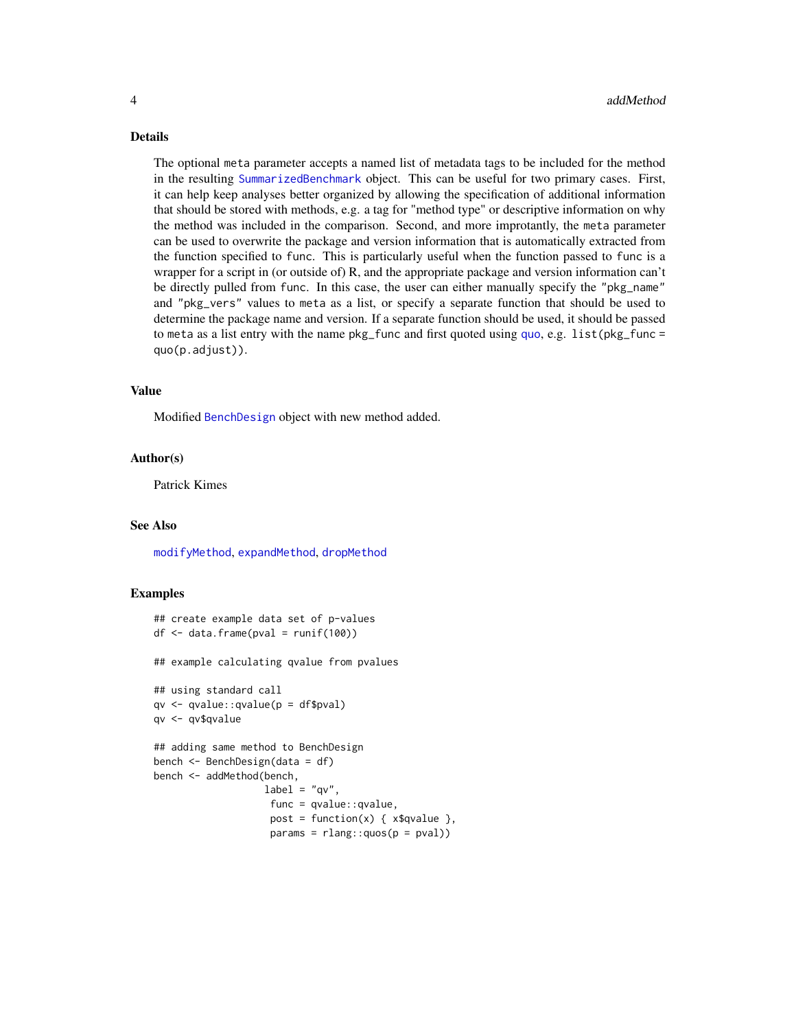## Details

The optional `meta` parameter accepts a named list of metadata tags to be included for the method in the resulting `SummarizedBenchmark` object. This can be useful for two primary cases. First, it can help keep analyses better organized by allowing the specification of additional information that should be stored with methods, e.g. a tag for "method type" or descriptive information on why the method was included in the comparison. Second, and more improtantly, the `meta` parameter can be used to overwrite the package and version information that is automatically extracted from the function specified to `func`. This is particularly useful when the function passed to `func` is a wrapper for a script in (or outside of) R, and the appropriate package and version information can't be directly pulled from `func`. In this case, the user can either manually specify the `"pkg_name"` and `"pkg_vers"` values to `meta` as a list, or specify a separate function that should be used to determine the package name and version. If a separate function should be used, it should be passed to `meta` as a list entry with the name `pkg_func` and first quoted using `quo`, e.g. `list(pkg_func = quo(p.adjust))`.

## Value

Modified `BenchDesign` object with new method added.

## Author(s)

Patrick Kimes

## See Also

`modifyMethod`, `expandMethod`, `dropMethod`

## Examples

```
## create example data set of p-values
df <- data.frame(pval = runif(100))

## example calculating qvalue from pvalues

## using standard call
qv <- qvalue::qvalue(p = df$pval)
qv <- qv$qvalue

## adding same method to BenchDesign
bench <- BenchDesign(data = df)
bench <- addMethod(bench,
                   label = "qv",
                    func = qvalue::qvalue,
                    post = function(x) { x$qvalue },
                    params = rlang::quos(p = pval))
```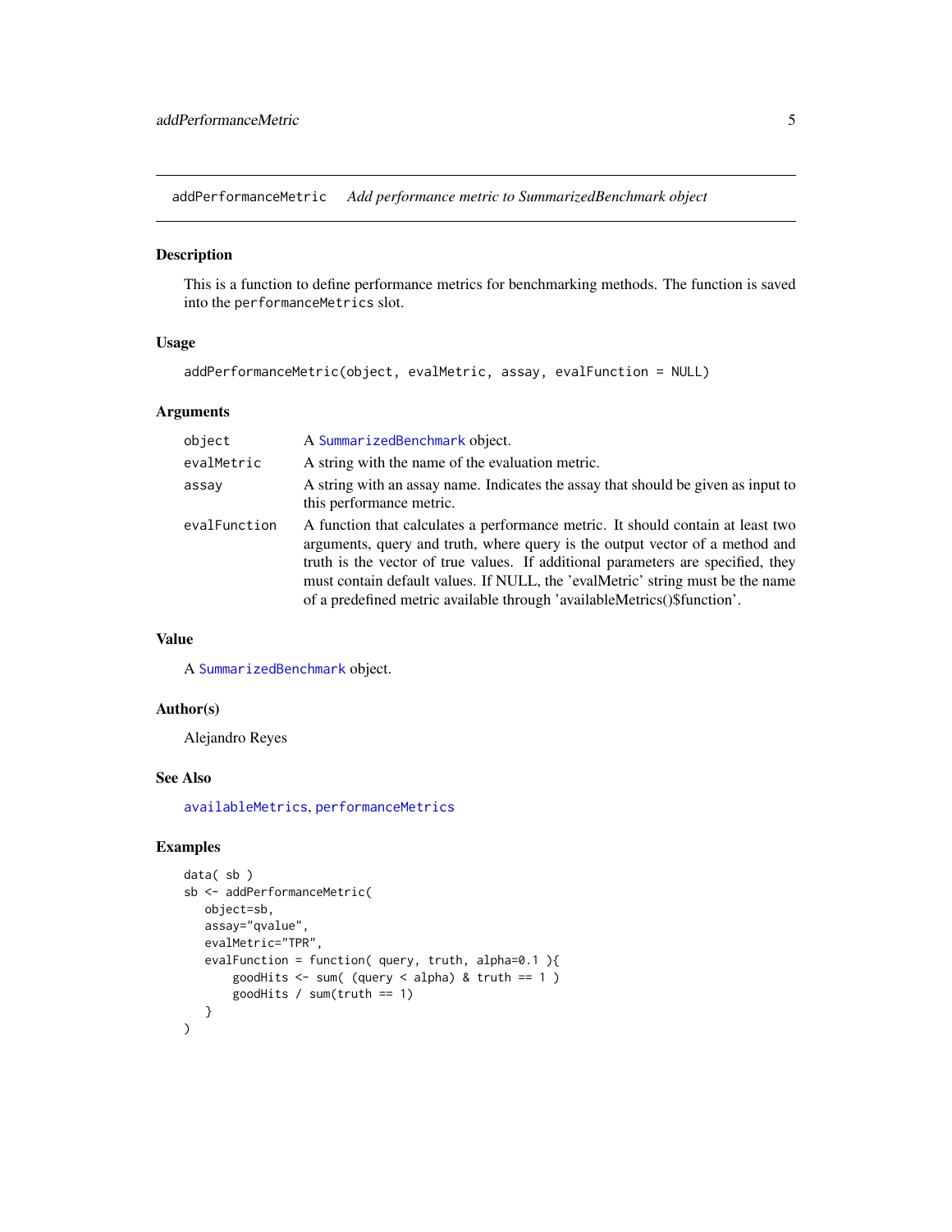## addPerformanceMetric *Add performance metric to SummarizedBenchmark object*

### Description

This is a function to define performance metrics for benchmarking methods. The function is saved into the `performanceMetrics` slot.

### Usage

```
addPerformanceMetric(object, evalMetric, assay, evalFunction = NULL)
```

### Arguments

| | |
|---|---|
| `object` | A `SummarizedBenchmark` object. |
| `evalMetric` | A string with the name of the evaluation metric. |
| `assay` | A string with an assay name. Indicates the assay that should be given as input to this performance metric. |
| `evalFunction` | A function that calculates a performance metric. It should contain at least two arguments, query and truth, where query is the output vector of a method and truth is the vector of true values. If additional parameters are specified, they must contain default values. If NULL, the 'evalMetric' string must be the name of a predefined metric available through 'availableMetrics()$function'. |

### Value

A `SummarizedBenchmark` object.

### Author(s)

Alejandro Reyes

### See Also

`availableMetrics`, `performanceMetrics`

### Examples

```
data( sb )
sb <- addPerformanceMetric(
   object=sb,
   assay="qvalue",
   evalMetric="TPR",
   evalFunction = function( query, truth, alpha=0.1 ){
       goodHits <- sum( (query < alpha) & truth == 1 )
       goodHits / sum(truth == 1)
   }
)
```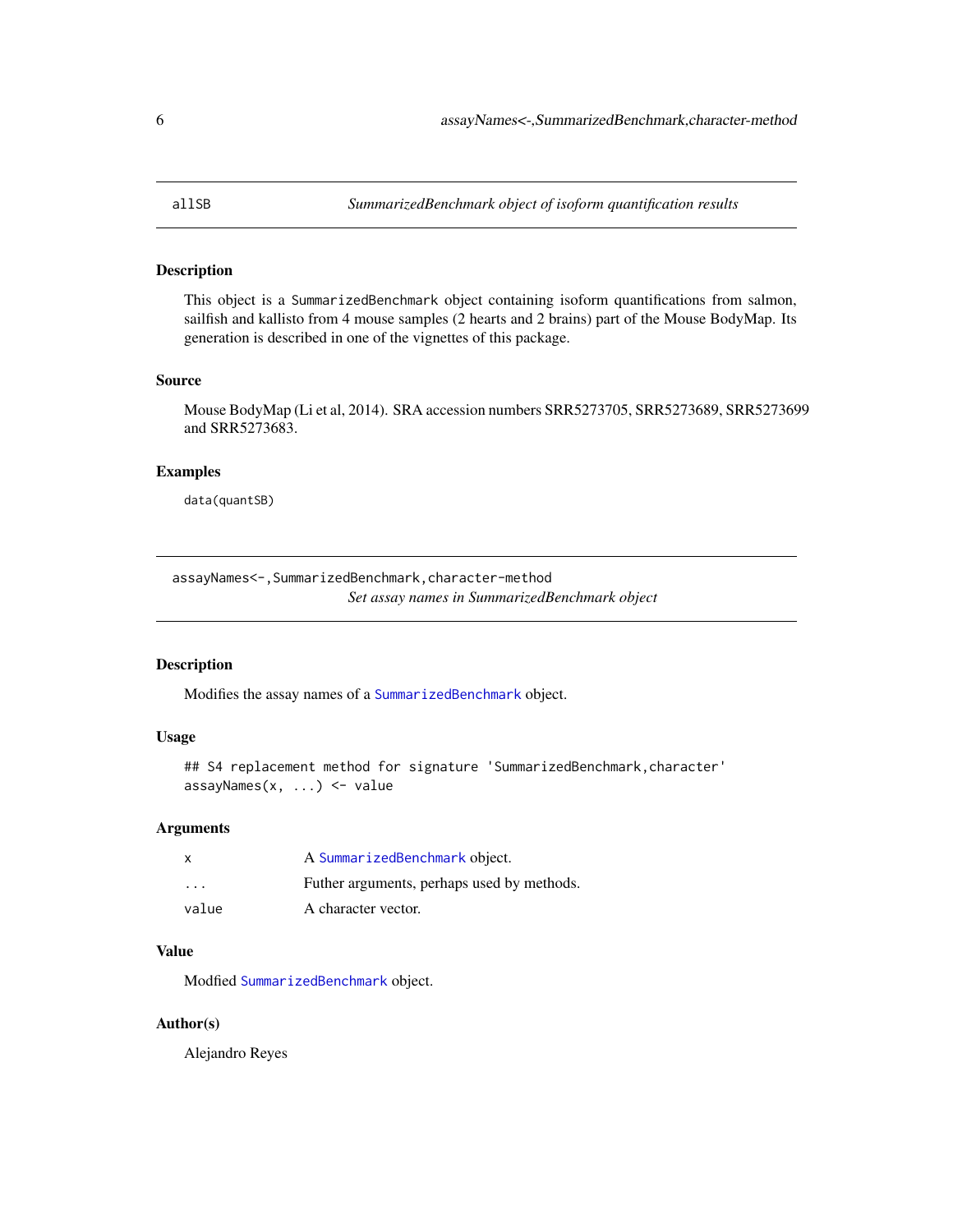## allSB — *SummarizedBenchmark object of isoform quantification results*

### Description

This object is a SummarizedBenchmark object containing isoform quantifications from salmon, sailfish and kallisto from 4 mouse samples (2 hearts and 2 brains) part of the Mouse BodyMap. Its generation is described in one of the vignettes of this package.

### Source

Mouse BodyMap (Li et al, 2014). SRA accession numbers SRR5273705, SRR5273689, SRR5273699 and SRR5273683.

### Examples

```
data(quantSB)
```

## assayNames<-,SummarizedBenchmark,character-method — *Set assay names in SummarizedBenchmark object*

### Description

Modifies the assay names of a SummarizedBenchmark object.

### Usage

```
## S4 replacement method for signature 'SummarizedBenchmark,character'
assayNames(x, ...) <- value
```

### Arguments

| | |
|---|---|
| x | A SummarizedBenchmark object. |
| ... | Futher arguments, perhaps used by methods. |
| value | A character vector. |

### Value

Modfied SummarizedBenchmark object.

### Author(s)

Alejandro Reyes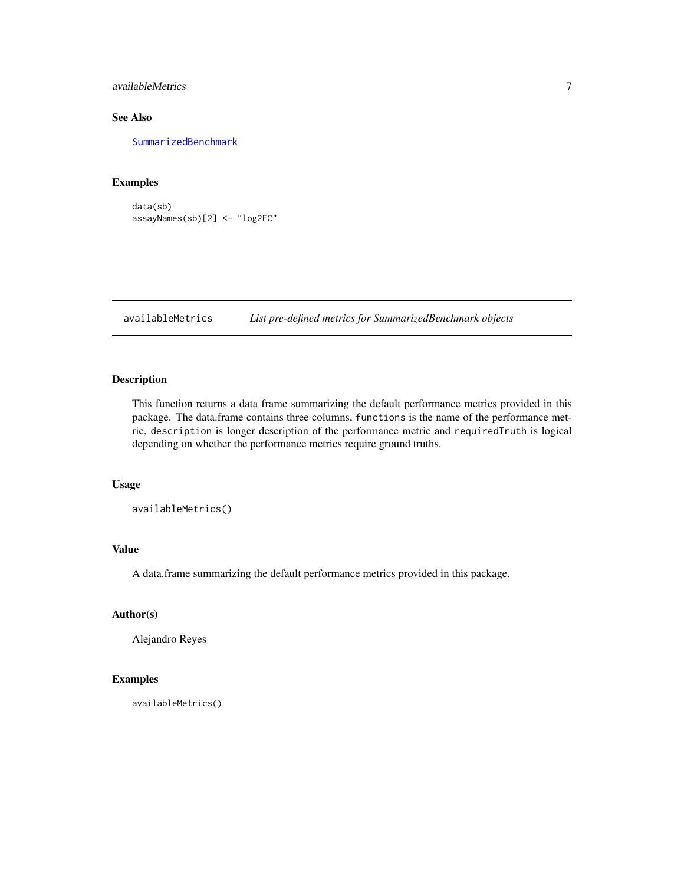## See Also

SummarizedBenchmark

## Examples

```
data(sb)
assayNames(sb)[2] <- "log2FC"
```

---

# availableMetrics — *List pre-defined metrics for SummarizedBenchmark objects*

## Description

This function returns a data frame summarizing the default performance metrics provided in this package. The data.frame contains three columns, `functions` is the name of the performance metric, `description` is longer description of the performance metric and `requiredTruth` is logical depending on whether the performance metrics require ground truths.

## Usage

```
availableMetrics()
```

## Value

A data.frame summarizing the default performance metrics provided in this package.

## Author(s)

Alejandro Reyes

## Examples

```
availableMetrics()
```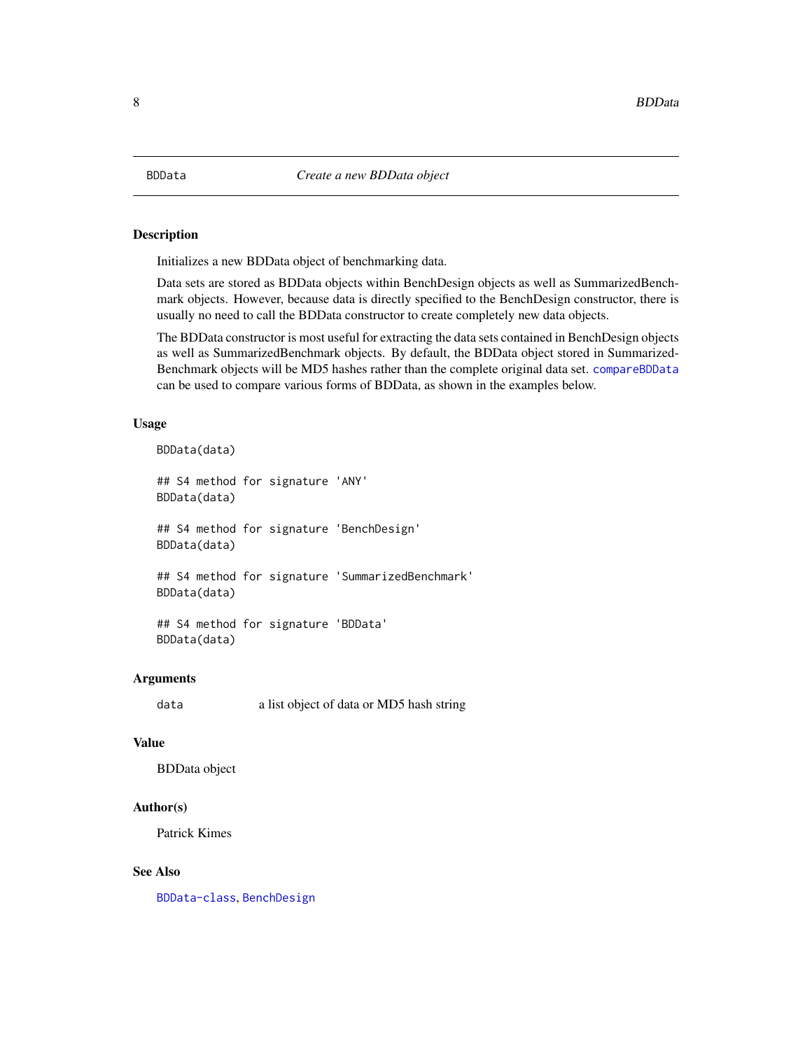# BDData — *Create a new BDData object*

## Description

Initializes a new BDData object of benchmarking data.

Data sets are stored as BDData objects within BenchDesign objects as well as SummarizedBenchmark objects. However, because data is directly specified to the BenchDesign constructor, there is usually no need to call the BDData constructor to create completely new data objects.

The BDData constructor is most useful for extracting the data sets contained in BenchDesign objects as well as SummarizedBenchmark objects. By default, the BDData object stored in SummarizedBenchmark objects will be MD5 hashes rather than the complete original data set. `compareBDData` can be used to compare various forms of BDData, as shown in the examples below.

## Usage

```
BDData(data)

## S4 method for signature 'ANY'
BDData(data)

## S4 method for signature 'BenchDesign'
BDData(data)

## S4 method for signature 'SummarizedBenchmark'
BDData(data)

## S4 method for signature 'BDData'
BDData(data)
```

## Arguments

| | |
|---|---|
| `data` | a list object of data or MD5 hash string |

## Value

BDData object

## Author(s)

Patrick Kimes

## See Also

`BDData-class`, `BenchDesign`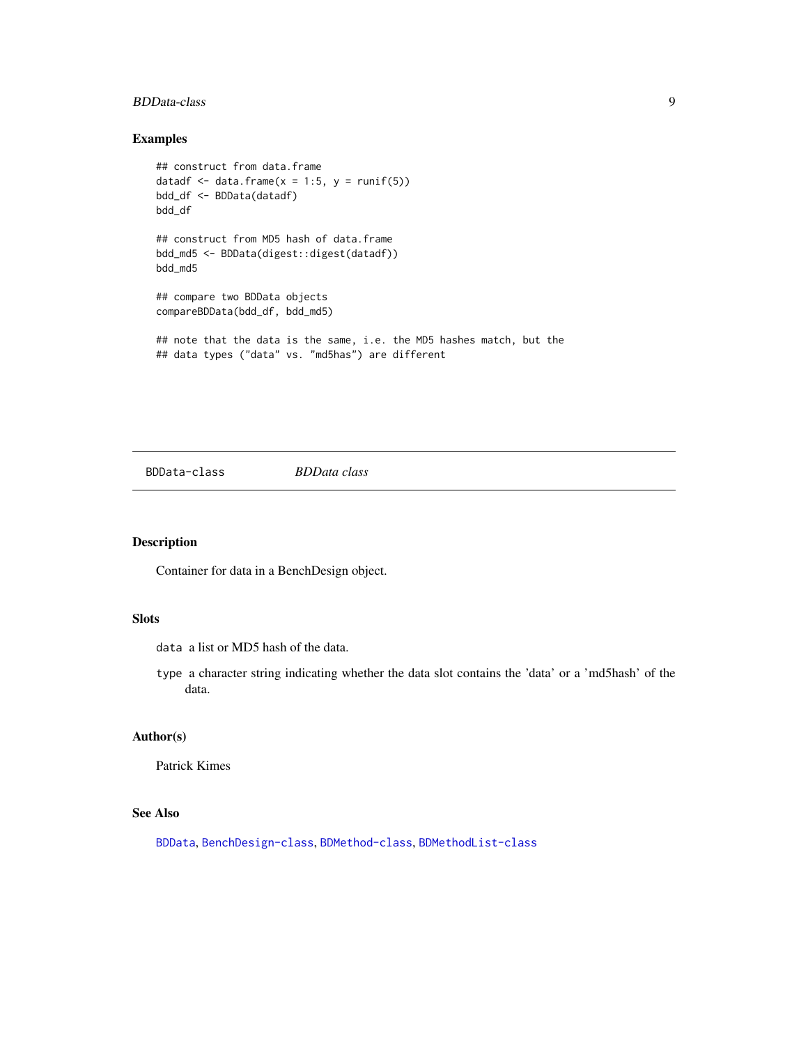## Examples

```
## construct from data.frame
datadf <- data.frame(x = 1:5, y = runif(5))
bdd_df <- BDData(datadf)
bdd_df

## construct from MD5 hash of data.frame
bdd_md5 <- BDData(digest::digest(datadf))
bdd_md5

## compare two BDData objects
compareBDData(bdd_df, bdd_md5)

## note that the data is the same, i.e. the MD5 hashes match, but the
## data types ("data" vs. "md5has") are different
```

---

`BDData-class` *BDData class*

---

## Description

Container for data in a BenchDesign object.

## Slots

`data` a list or MD5 hash of the data.

`type` a character string indicating whether the data slot contains the 'data' or a 'md5hash' of the data.

## Author(s)

Patrick Kimes

## See Also

`BDData`, `BenchDesign-class`, `BDMethod-class`, `BDMethodList-class`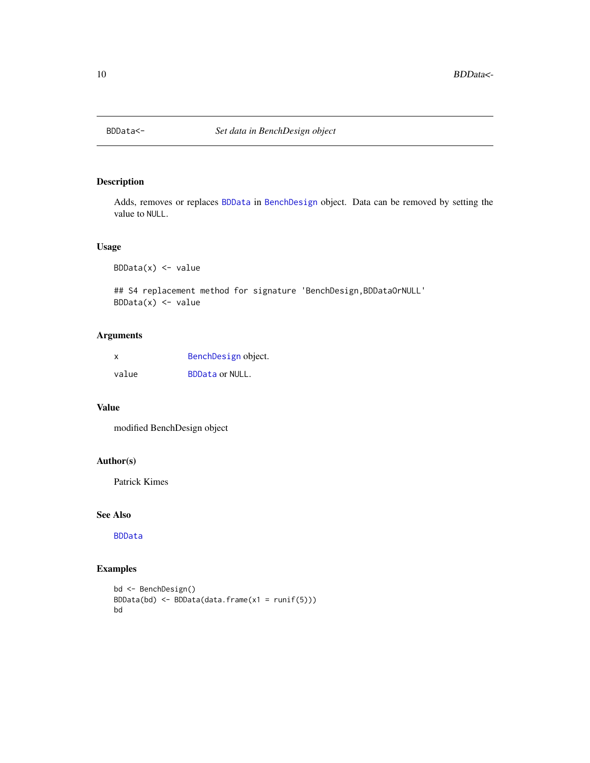BDData<- *Set data in BenchDesign object*

## Description

Adds, removes or replaces BDData in BenchDesign object. Data can be removed by setting the value to NULL.

## Usage

```
BDData(x) <- value

## S4 replacement method for signature 'BenchDesign,BDDataOrNULL'
BDData(x) <- value
```

## Arguments

| | |
|---|---|
| x | BenchDesign object. |
| value | BDData or NULL. |

## Value

modified BenchDesign object

## Author(s)

Patrick Kimes

## See Also

BDData

## Examples

```
bd <- BenchDesign()
BDData(bd) <- BDData(data.frame(x1 = runif(5)))
bd
```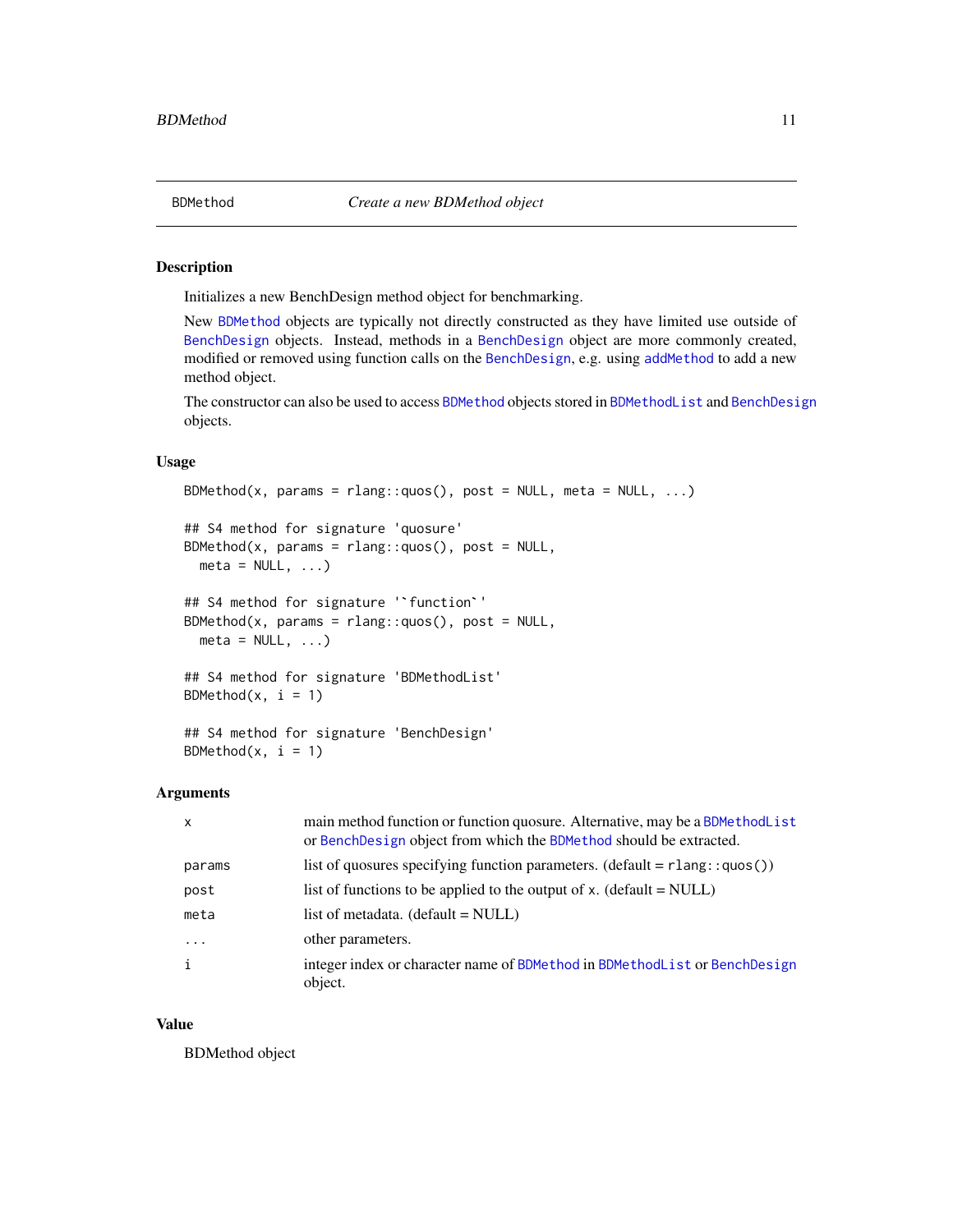## BDMethod — *Create a new BDMethod object*

### Description

Initializes a new BenchDesign method object for benchmarking.

New BDMethod objects are typically not directly constructed as they have limited use outside of BenchDesign objects. Instead, methods in a BenchDesign object are more commonly created, modified or removed using function calls on the BenchDesign, e.g. using addMethod to add a new method object.

The constructor can also be used to access BDMethod objects stored in BDMethodList and BenchDesign objects.

### Usage

```
BDMethod(x, params = rlang::quos(), post = NULL, meta = NULL, ...)

## S4 method for signature 'quosure'
BDMethod(x, params = rlang::quos(), post = NULL,
  meta = NULL, ...)

## S4 method for signature '`function`'
BDMethod(x, params = rlang::quos(), post = NULL,
  meta = NULL, ...)

## S4 method for signature 'BDMethodList'
BDMethod(x, i = 1)

## S4 method for signature 'BenchDesign'
BDMethod(x, i = 1)
```

### Arguments

| | |
|---|---|
| `x` | main method function or function quosure. Alternative, may be a BDMethodList or BenchDesign object from which the BDMethod should be extracted. |
| `params` | list of quosures specifying function parameters. (default = `rlang::quos()`) |
| `post` | list of functions to be applied to the output of `x`. (default = NULL) |
| `meta` | list of metadata. (default = NULL) |
| `...` | other parameters. |
| `i` | integer index or character name of BDMethod in BDMethodList or BenchDesign object. |

### Value

BDMethod object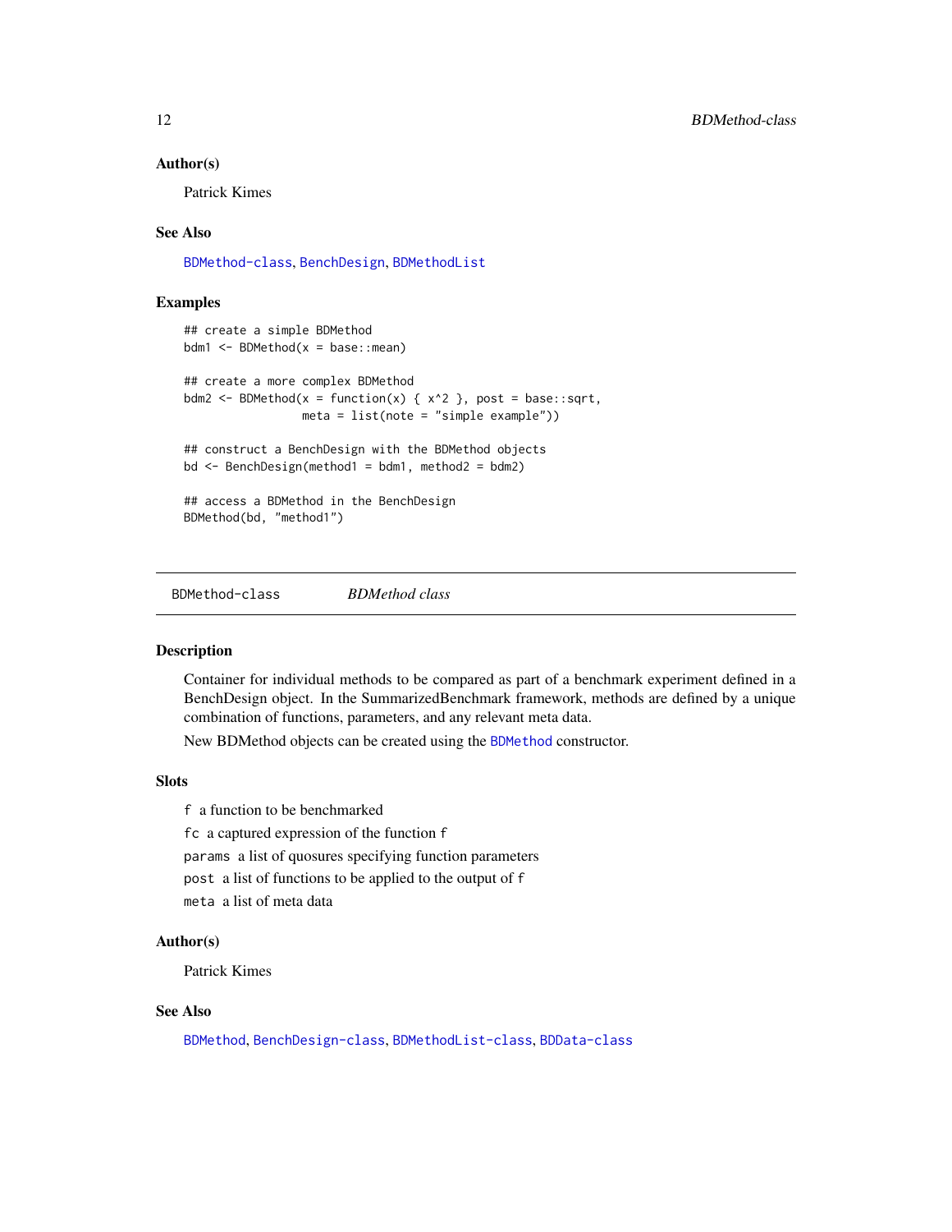### Author(s)

Patrick Kimes

### See Also

BDMethod-class, BenchDesign, BDMethodList

### Examples

```
## create a simple BDMethod
bdm1 <- BDMethod(x = base::mean)

## create a more complex BDMethod
bdm2 <- BDMethod(x = function(x) { x^2 }, post = base::sqrt,
                 meta = list(note = "simple example"))

## construct a BenchDesign with the BDMethod objects
bd <- BenchDesign(method1 = bdm1, method2 = bdm2)

## access a BDMethod in the BenchDesign
BDMethod(bd, "method1")
```

---

## BDMethod-class &nbsp;&nbsp;&nbsp;&nbsp; *BDMethod class*

---

### Description

Container for individual methods to be compared as part of a benchmark experiment defined in a BenchDesign object. In the SummarizedBenchmark framework, methods are defined by a unique combination of functions, parameters, and any relevant meta data.

New BDMethod objects can be created using the BDMethod constructor.

### Slots

`f` a function to be benchmarked

`fc` a captured expression of the function `f`

`params` a list of quosures specifying function parameters

`post` a list of functions to be applied to the output of `f`

`meta` a list of meta data

### Author(s)

Patrick Kimes

### See Also

BDMethod, BenchDesign-class, BDMethodList-class, BDData-class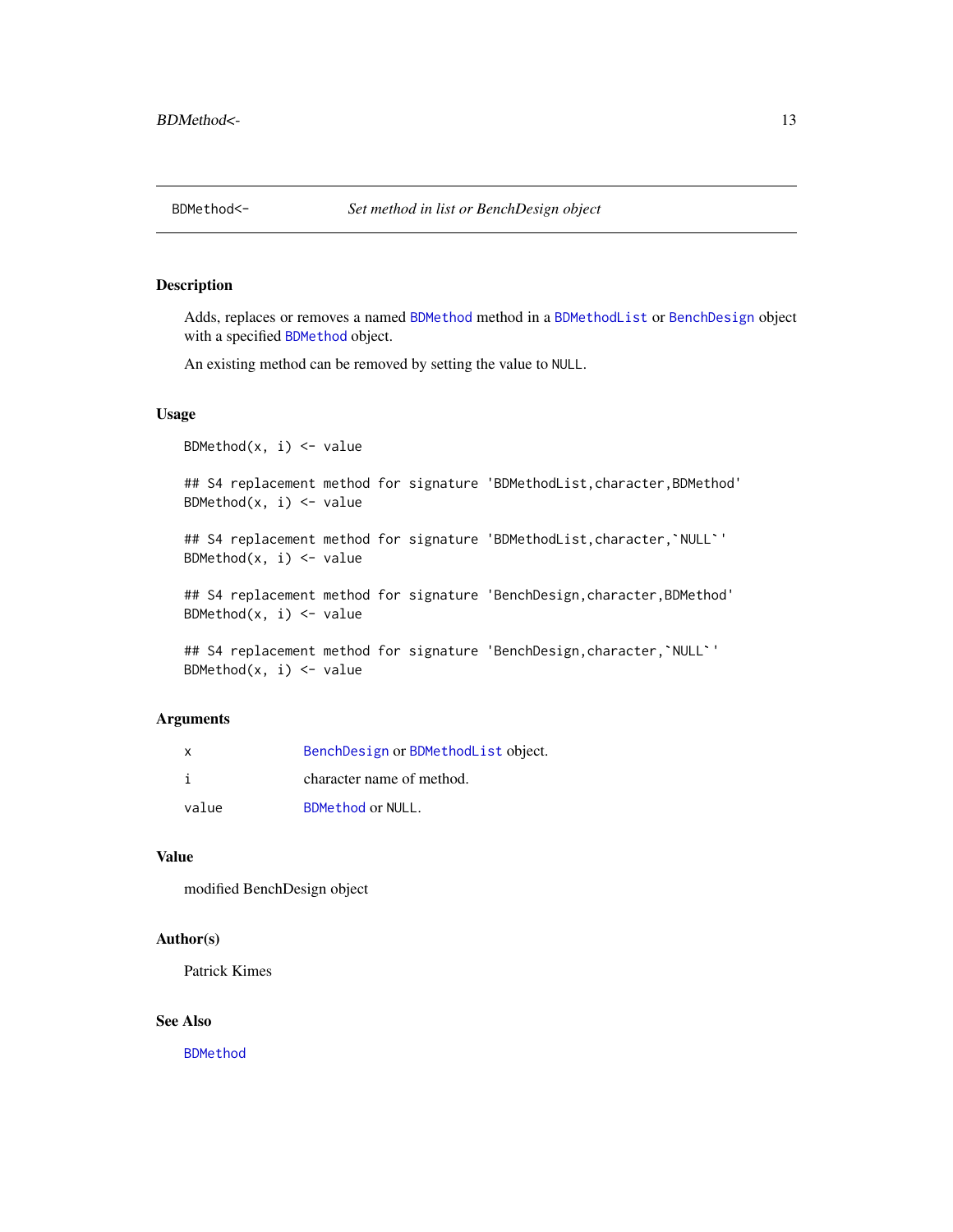# BDMethod<-

*Set method in list or BenchDesign object*

## Description

Adds, replaces or removes a named BDMethod method in a BDMethodList or BenchDesign object with a specified BDMethod object.

An existing method can be removed by setting the value to NULL.

## Usage

```
BDMethod(x, i) <- value

## S4 replacement method for signature 'BDMethodList,character,BDMethod'
BDMethod(x, i) <- value

## S4 replacement method for signature 'BDMethodList,character,`NULL`'
BDMethod(x, i) <- value

## S4 replacement method for signature 'BenchDesign,character,BDMethod'
BDMethod(x, i) <- value

## S4 replacement method for signature 'BenchDesign,character,`NULL`'
BDMethod(x, i) <- value
```

## Arguments

| | |
|---|---|
| x | BenchDesign or BDMethodList object. |
| i | character name of method. |
| value | BDMethod or NULL. |

## Value

modified BenchDesign object

## Author(s)

Patrick Kimes

## See Also

BDMethod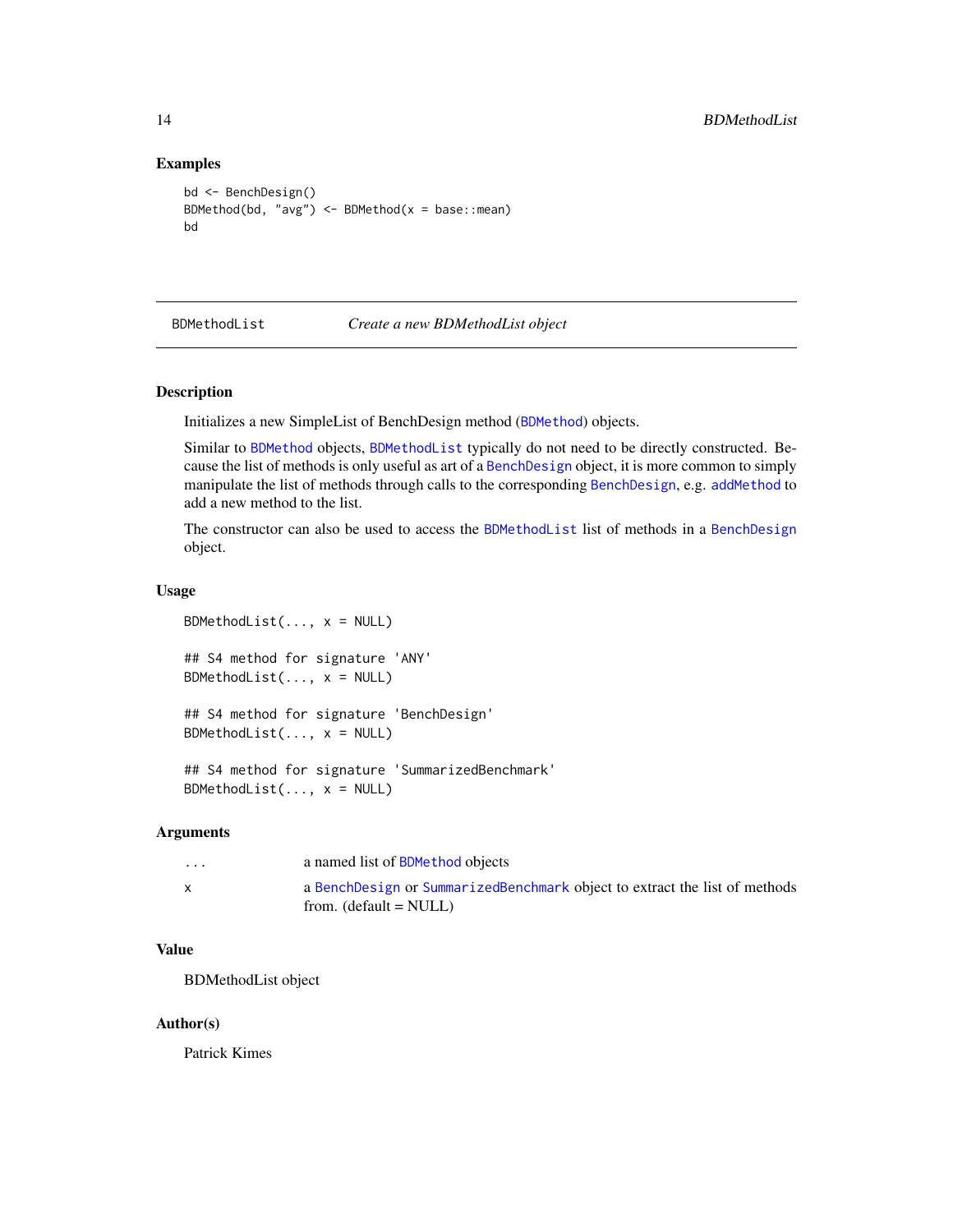## Examples

```
bd <- BenchDesign()
BDMethod(bd, "avg") <- BDMethod(x = base::mean)
bd
```

---

BDMethodList    *Create a new BDMethodList object*

---

## Description

Initializes a new SimpleList of BenchDesign method (BDMethod) objects.

Similar to BDMethod objects, BDMethodList typically do not need to be directly constructed. Because the list of methods is only useful as art of a BenchDesign object, it is more common to simply manipulate the list of methods through calls to the corresponding BenchDesign, e.g. addMethod to add a new method to the list.

The constructor can also be used to access the BDMethodList list of methods in a BenchDesign object.

## Usage

```
BDMethodList(..., x = NULL)

## S4 method for signature 'ANY'
BDMethodList(..., x = NULL)

## S4 method for signature 'BenchDesign'
BDMethodList(..., x = NULL)

## S4 method for signature 'SummarizedBenchmark'
BDMethodList(..., x = NULL)
```

## Arguments

| | |
|---|---|
| ... | a named list of BDMethod objects |
| x | a BenchDesign or SummarizedBenchmark object to extract the list of methods from. (default = NULL) |

## Value

BDMethodList object

## Author(s)

Patrick Kimes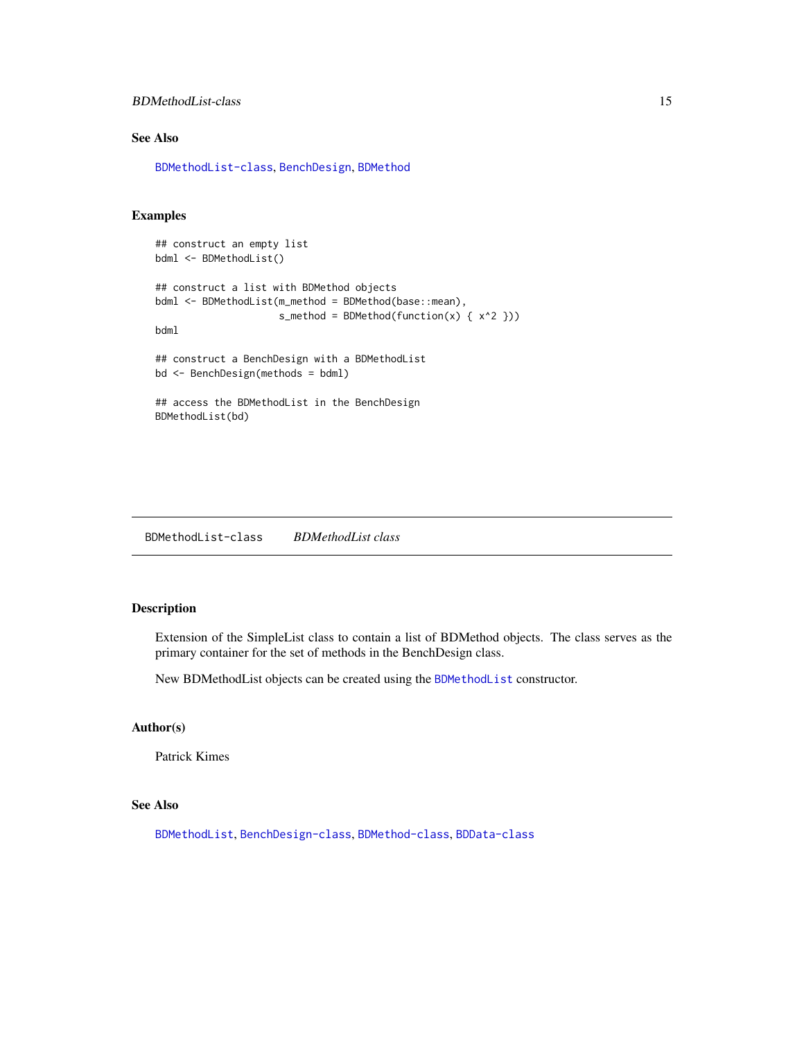### See Also

BDMethodList-class, BenchDesign, BDMethod

### Examples

```
## construct an empty list
bdml <- BDMethodList()

## construct a list with BDMethod objects
bdml <- BDMethodList(m_method = BDMethod(base::mean),
                     s_method = BDMethod(function(x) { x^2 }))
bdml

## construct a BenchDesign with a BDMethodList
bd <- BenchDesign(methods = bdml)

## access the BDMethodList in the BenchDesign
BDMethodList(bd)
```

---

## BDMethodList-class    *BDMethodList class*

---

### Description

Extension of the SimpleList class to contain a list of BDMethod objects. The class serves as the primary container for the set of methods in the BenchDesign class.

New BDMethodList objects can be created using the BDMethodList constructor.

### Author(s)

Patrick Kimes

### See Also

BDMethodList, BenchDesign-class, BDMethod-class, BDData-class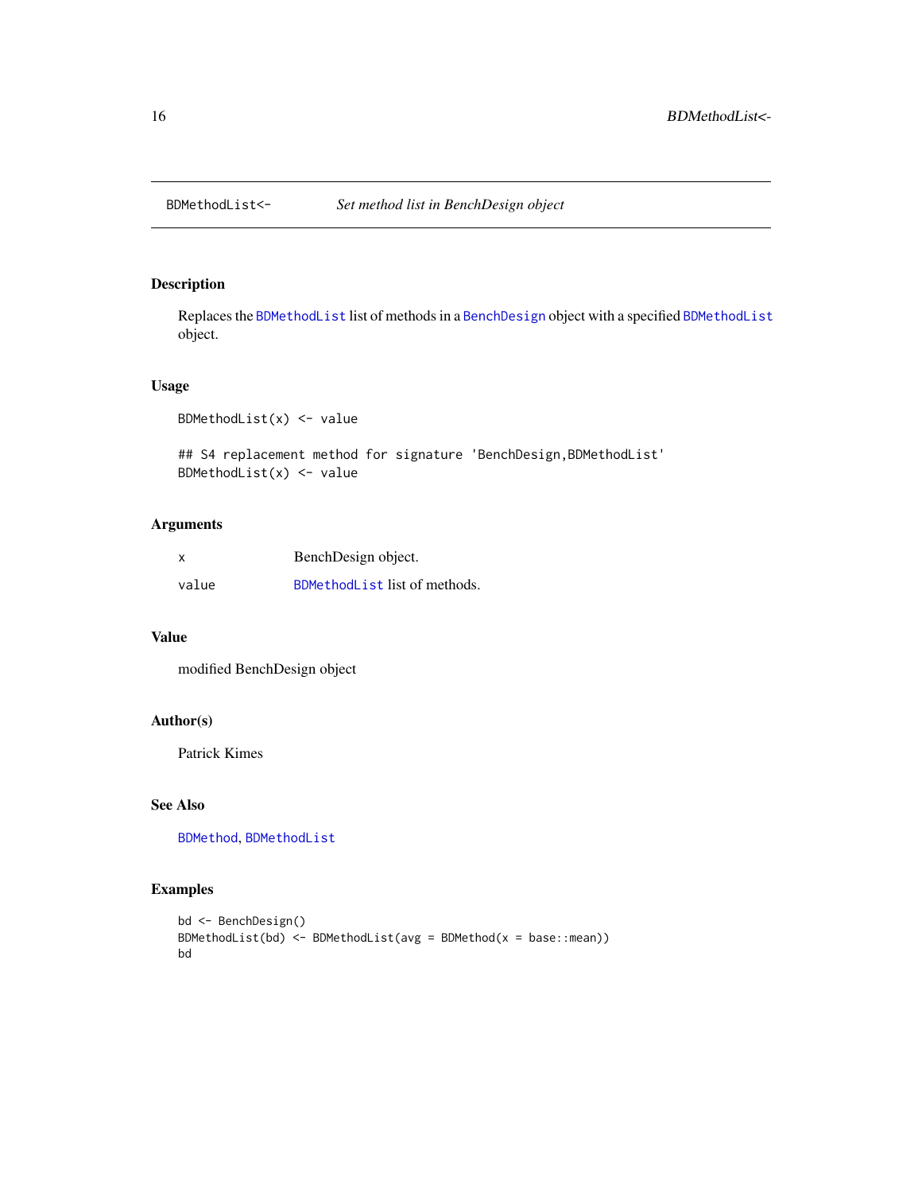BDMethodList<- *Set method list in BenchDesign object*

## Description

Replaces the BDMethodList list of methods in a BenchDesign object with a specified BDMethodList object.

## Usage

```
BDMethodList(x) <- value

## S4 replacement method for signature 'BenchDesign,BDMethodList'
BDMethodList(x) <- value
```

## Arguments

| | |
|---|---|
| x | BenchDesign object. |
| value | BDMethodList list of methods. |

## Value

modified BenchDesign object

## Author(s)

Patrick Kimes

## See Also

BDMethod, BDMethodList

## Examples

```
bd <- BenchDesign()
BDMethodList(bd) <- BDMethodList(avg = BDMethod(x = base::mean))
bd
```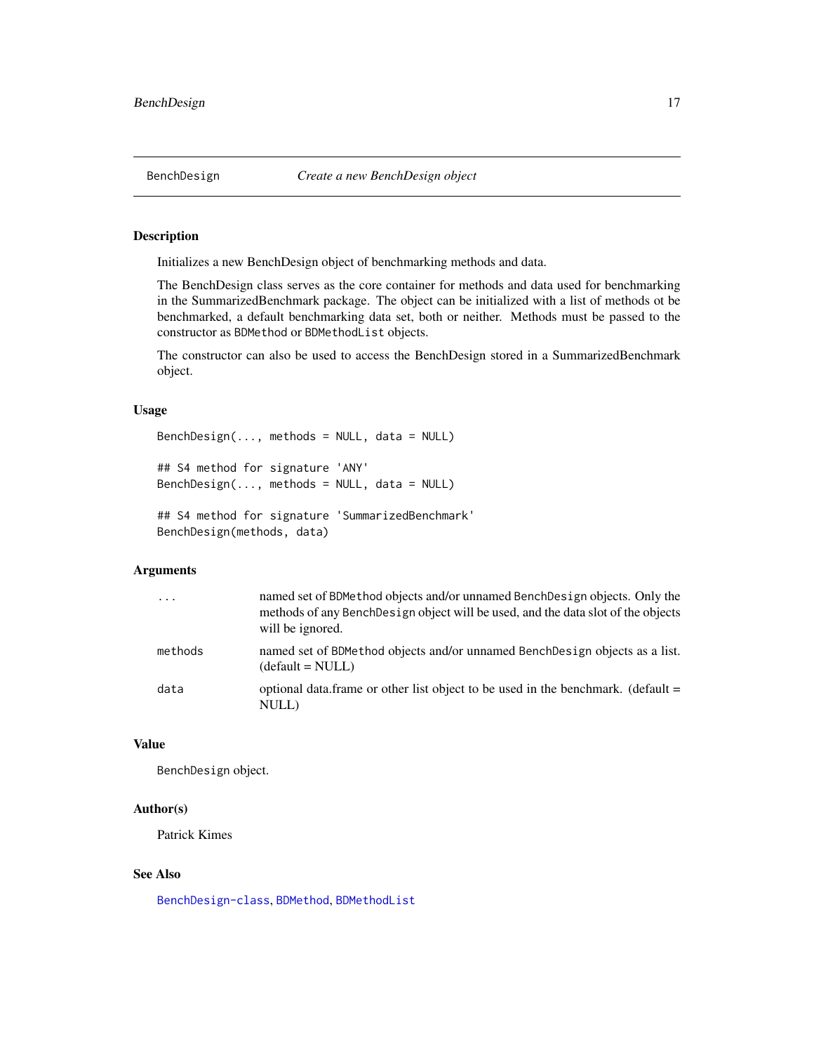# BenchDesign — *Create a new BenchDesign object*

## Description

Initializes a new BenchDesign object of benchmarking methods and data.

The BenchDesign class serves as the core container for methods and data used for benchmarking in the SummarizedBenchmark package. The object can be initialized with a list of methods ot be benchmarked, a default benchmarking data set, both or neither. Methods must be passed to the constructor as `BDMethod` or `BDMethodList` objects.

The constructor can also be used to access the BenchDesign stored in a SummarizedBenchmark object.

## Usage

```
BenchDesign(..., methods = NULL, data = NULL)

## S4 method for signature 'ANY'
BenchDesign(..., methods = NULL, data = NULL)

## S4 method for signature 'SummarizedBenchmark'
BenchDesign(methods, data)
```

## Arguments

| | |
|---|---|
| `...` | named set of `BDMethod` objects and/or unnamed `BenchDesign` objects. Only the methods of any `BenchDesign` object will be used, and the data slot of the objects will be ignored. |
| `methods` | named set of `BDMethod` objects and/or unnamed `BenchDesign` objects as a list. (default = NULL) |
| `data` | optional data.frame or other list object to be used in the benchmark. (default = NULL) |

## Value

`BenchDesign` object.

## Author(s)

Patrick Kimes

## See Also

`BenchDesign-class`, `BDMethod`, `BDMethodList`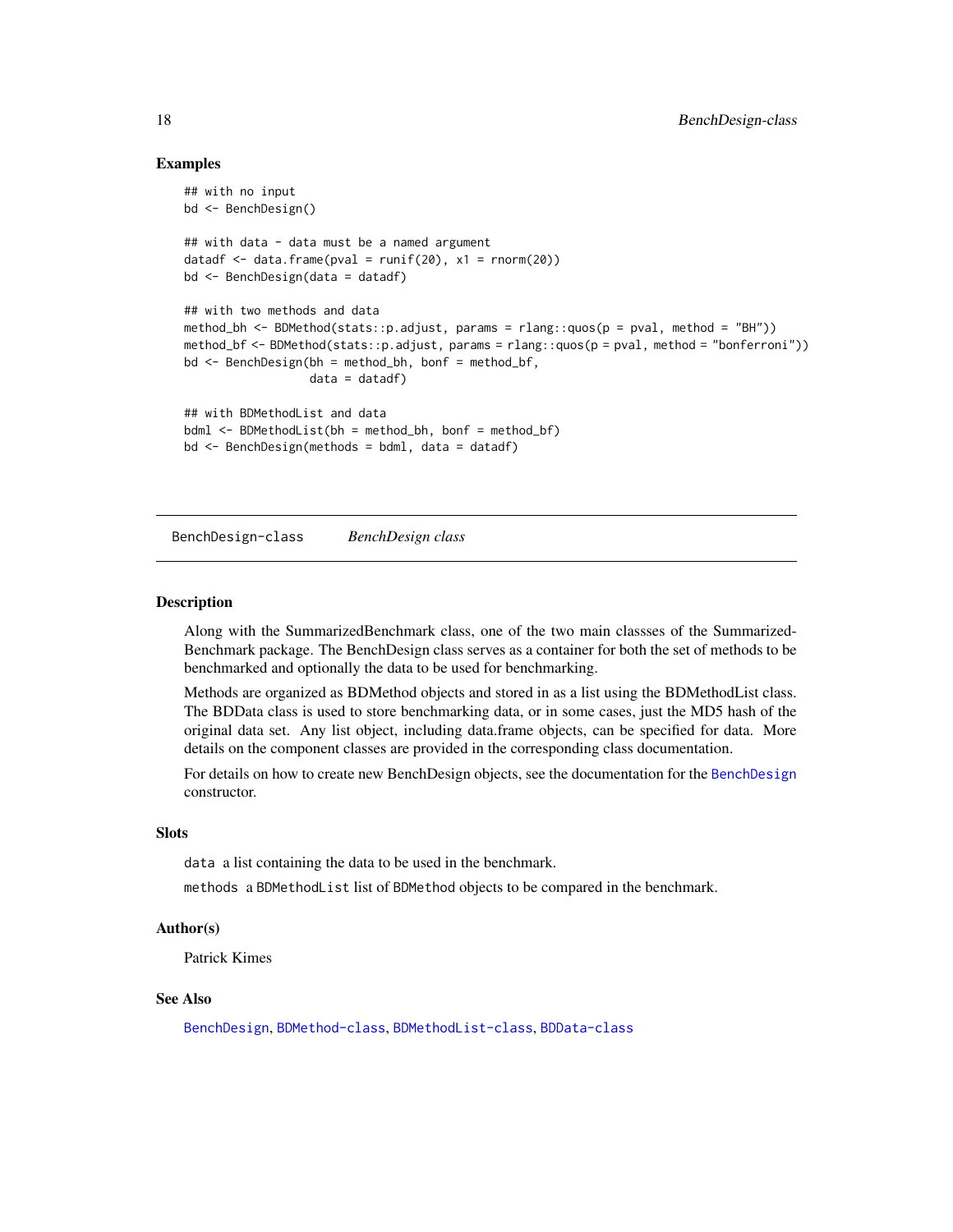## Examples

```
## with no input
bd <- BenchDesign()

## with data - data must be a named argument
datadf <- data.frame(pval = runif(20), x1 = rnorm(20))
bd <- BenchDesign(data = datadf)

## with two methods and data
method_bh <- BDMethod(stats::p.adjust, params = rlang::quos(p = pval, method = "BH"))
method_bf <- BDMethod(stats::p.adjust, params = rlang::quos(p = pval, method = "bonferroni"))
bd <- BenchDesign(bh = method_bh, bonf = method_bf,
                  data = datadf)

## with BDMethodList and data
bdml <- BDMethodList(bh = method_bh, bonf = method_bf)
bd <- BenchDesign(methods = bdml, data = datadf)
```

---

# BenchDesign-class *BenchDesign class*

## Description

Along with the SummarizedBenchmark class, one of the two main classses of the SummarizedBenchmark package. The BenchDesign class serves as a container for both the set of methods to be benchmarked and optionally the data to be used for benchmarking.

Methods are organized as BDMethod objects and stored in as a list using the BDMethodList class. The BDData class is used to store benchmarking data, or in some cases, just the MD5 hash of the original data set. Any list object, including data.frame objects, can be specified for data. More details on the component classes are provided in the corresponding class documentation.

For details on how to create new BenchDesign objects, see the documentation for the `BenchDesign` constructor.

## Slots

`data` a list containing the data to be used in the benchmark.

`methods` a `BDMethodList` list of `BDMethod` objects to be compared in the benchmark.

## Author(s)

Patrick Kimes

## See Also

`BenchDesign`, `BDMethod-class`, `BDMethodList-class`, `BDData-class`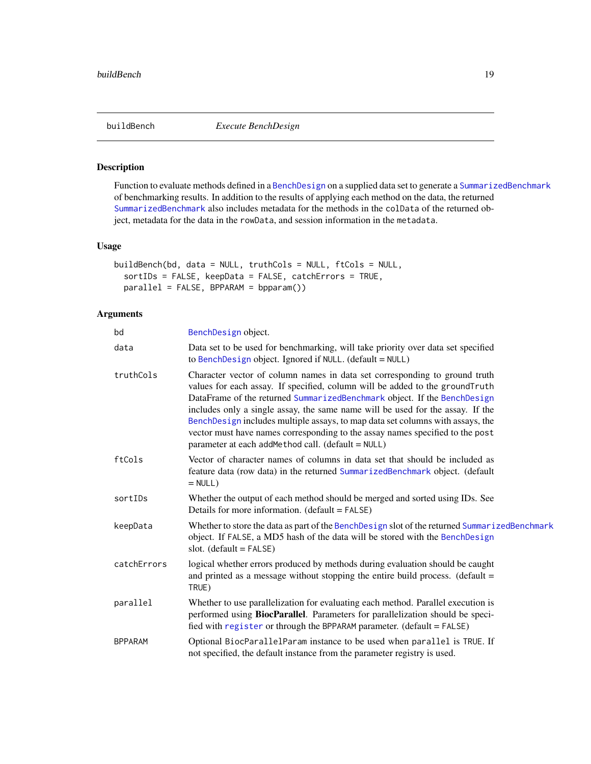## buildBench — *Execute BenchDesign*

### Description

Function to evaluate methods defined in a `BenchDesign` on a supplied data set to generate a `SummarizedBenchmark` of benchmarking results. In addition to the results of applying each method on the data, the returned `SummarizedBenchmark` also includes metadata for the methods in the `colData` of the returned object, metadata for the data in the `rowData`, and session information in the `metadata`.

### Usage

```
buildBench(bd, data = NULL, truthCols = NULL, ftCols = NULL,
  sortIDs = FALSE, keepData = FALSE, catchErrors = TRUE,
  parallel = FALSE, BPPARAM = bpparam())
```

### Arguments

| Argument | Description |
|---|---|
| `bd` | `BenchDesign` object. |
| `data` | Data set to be used for benchmarking, will take priority over data set specified to `BenchDesign` object. Ignored if `NULL`. (default = `NULL`) |
| `truthCols` | Character vector of column names in data set corresponding to ground truth values for each assay. If specified, column will be added to the `groundTruth` DataFrame of the returned `SummarizedBenchmark` object. If the `BenchDesign` includes only a single assay, the same name will be used for the assay. If the `BenchDesign` includes multiple assays, to map data set columns with assays, the vector must have names corresponding to the assay names specified to the `post` parameter at each `addMethod` call. (default = `NULL`) |
| `ftCols` | Vector of character names of columns in data set that should be included as feature data (row data) in the returned `SummarizedBenchmark` object. (default = `NULL`) |
| `sortIDs` | Whether the output of each method should be merged and sorted using IDs. See Details for more information. (default = `FALSE`) |
| `keepData` | Whether to store the data as part of the `BenchDesign` slot of the returned `SummarizedBenchmark` object. If `FALSE`, a MD5 hash of the data will be stored with the `BenchDesign` slot. (default = `FALSE`) |
| `catchErrors` | logical whether errors produced by methods during evaluation should be caught and printed as a message without stopping the entire build process. (default = `TRUE`) |
| `parallel` | Whether to use parallelization for evaluating each method. Parallel execution is performed using **BiocParallel**. Parameters for parallelization should be specified with `register` or through the `BPPARAM` parameter. (default = `FALSE`) |
| `BPPARAM` | Optional `BiocParallelParam` instance to be used when `parallel` is `TRUE`. If not specified, the default instance from the parameter registry is used. |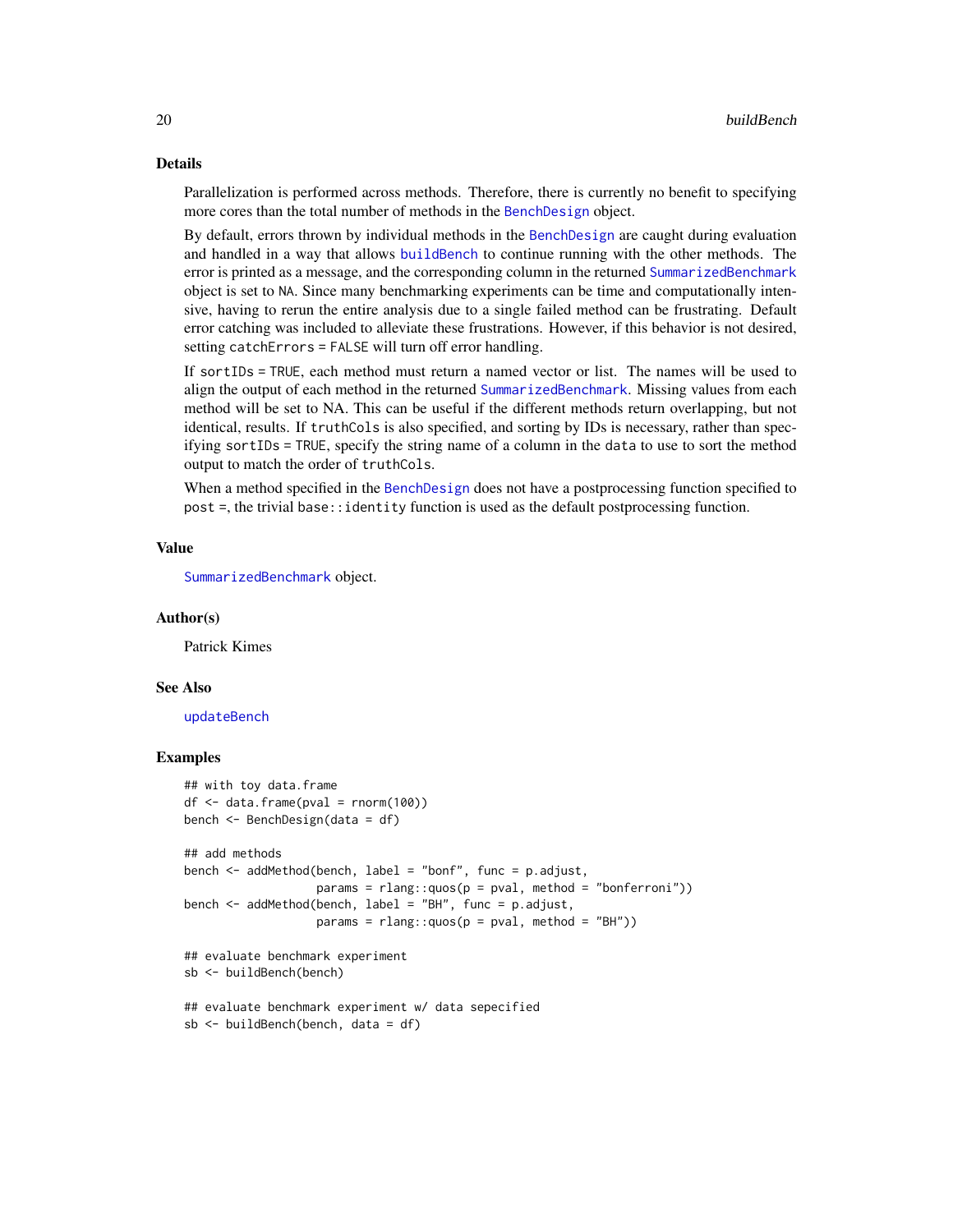## Details

Parallelization is performed across methods. Therefore, there is currently no benefit to specifying more cores than the total number of methods in the `BenchDesign` object.

By default, errors thrown by individual methods in the `BenchDesign` are caught during evaluation and handled in a way that allows `buildBench` to continue running with the other methods. The error is printed as a message, and the corresponding column in the returned `SummarizedBenchmark` object is set to `NA`. Since many benchmarking experiments can be time and computationally intensive, having to rerun the entire analysis due to a single failed method can be frustrating. Default error catching was included to alleviate these frustrations. However, if this behavior is not desired, setting `catchErrors = FALSE` will turn off error handling.

If `sortIDs = TRUE`, each method must return a named vector or list. The names will be used to align the output of each method in the returned `SummarizedBenchmark`. Missing values from each method will be set to NA. This can be useful if the different methods return overlapping, but not identical, results. If `truthCols` is also specified, and sorting by IDs is necessary, rather than specifying `sortIDs = TRUE`, specify the string name of a column in the `data` to use to sort the method output to match the order of `truthCols`.

When a method specified in the `BenchDesign` does not have a postprocessing function specified to `post =`, the trivial `base::identity` function is used as the default postprocessing function.

## Value

`SummarizedBenchmark` object.

## Author(s)

Patrick Kimes

## See Also

`updateBench`

## Examples

```
## with toy data.frame
df <- data.frame(pval = rnorm(100))
bench <- BenchDesign(data = df)

## add methods
bench <- addMethod(bench, label = "bonf", func = p.adjust,
                   params = rlang::quos(p = pval, method = "bonferroni"))
bench <- addMethod(bench, label = "BH", func = p.adjust,
                   params = rlang::quos(p = pval, method = "BH"))

## evaluate benchmark experiment
sb <- buildBench(bench)

## evaluate benchmark experiment w/ data sepecified
sb <- buildBench(bench, data = df)
```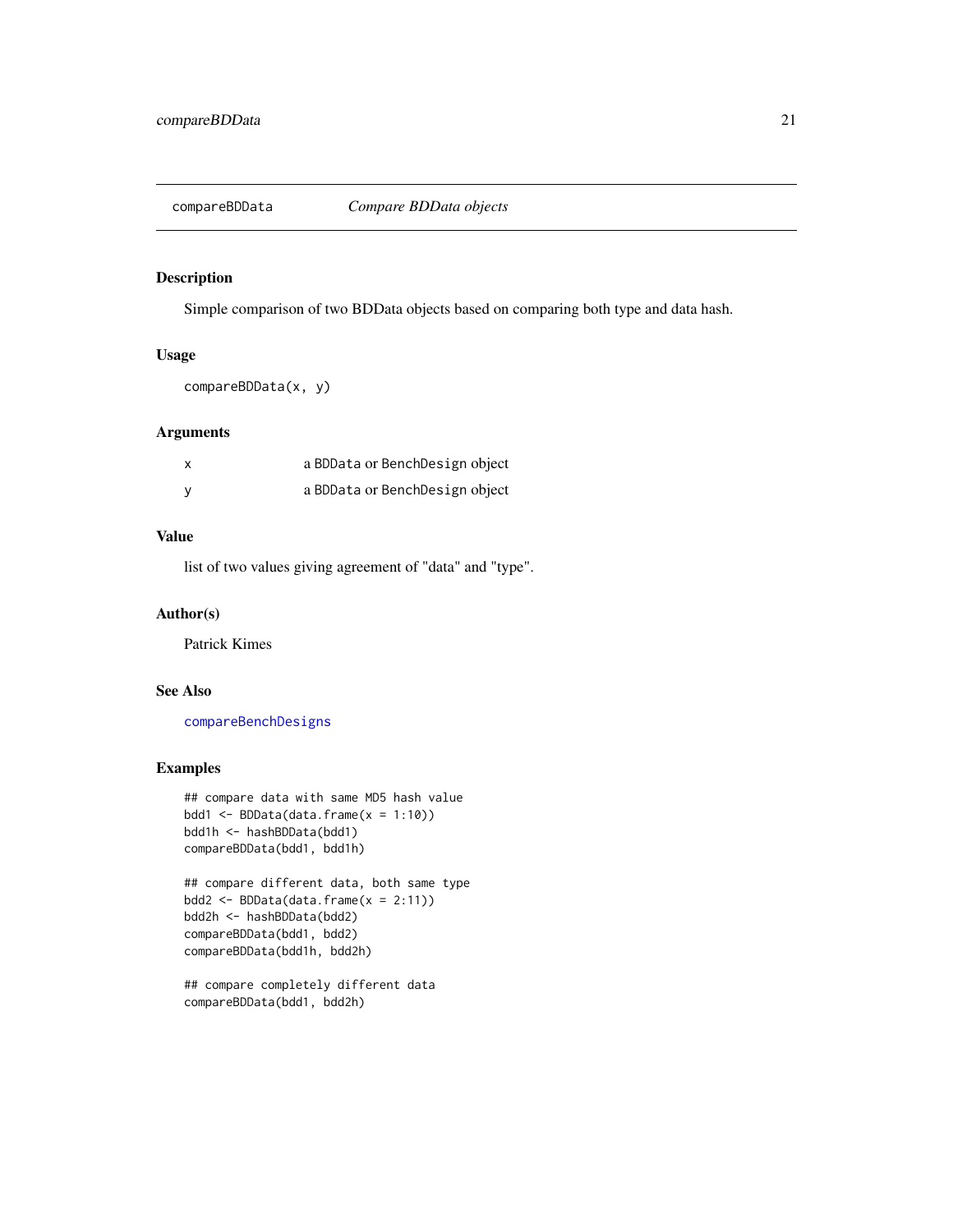## compareBDData — *Compare BDData objects*

### Description

Simple comparison of two BDData objects based on comparing both type and data hash.

### Usage

```
compareBDData(x, y)
```

### Arguments

| | |
|---|---|
| x | a `BDData` or `BenchDesign` object |
| y | a `BDData` or `BenchDesign` object |

### Value

list of two values giving agreement of "data" and "type".

### Author(s)

Patrick Kimes

### See Also

compareBenchDesigns

### Examples

```
## compare data with same MD5 hash value
bdd1 <- BDData(data.frame(x = 1:10))
bdd1h <- hashBDData(bdd1)
compareBDData(bdd1, bdd1h)

## compare different data, both same type
bdd2 <- BDData(data.frame(x = 2:11))
bdd2h <- hashBDData(bdd2)
compareBDData(bdd1, bdd2)
compareBDData(bdd1h, bdd2h)

## compare completely different data
compareBDData(bdd1, bdd2h)
```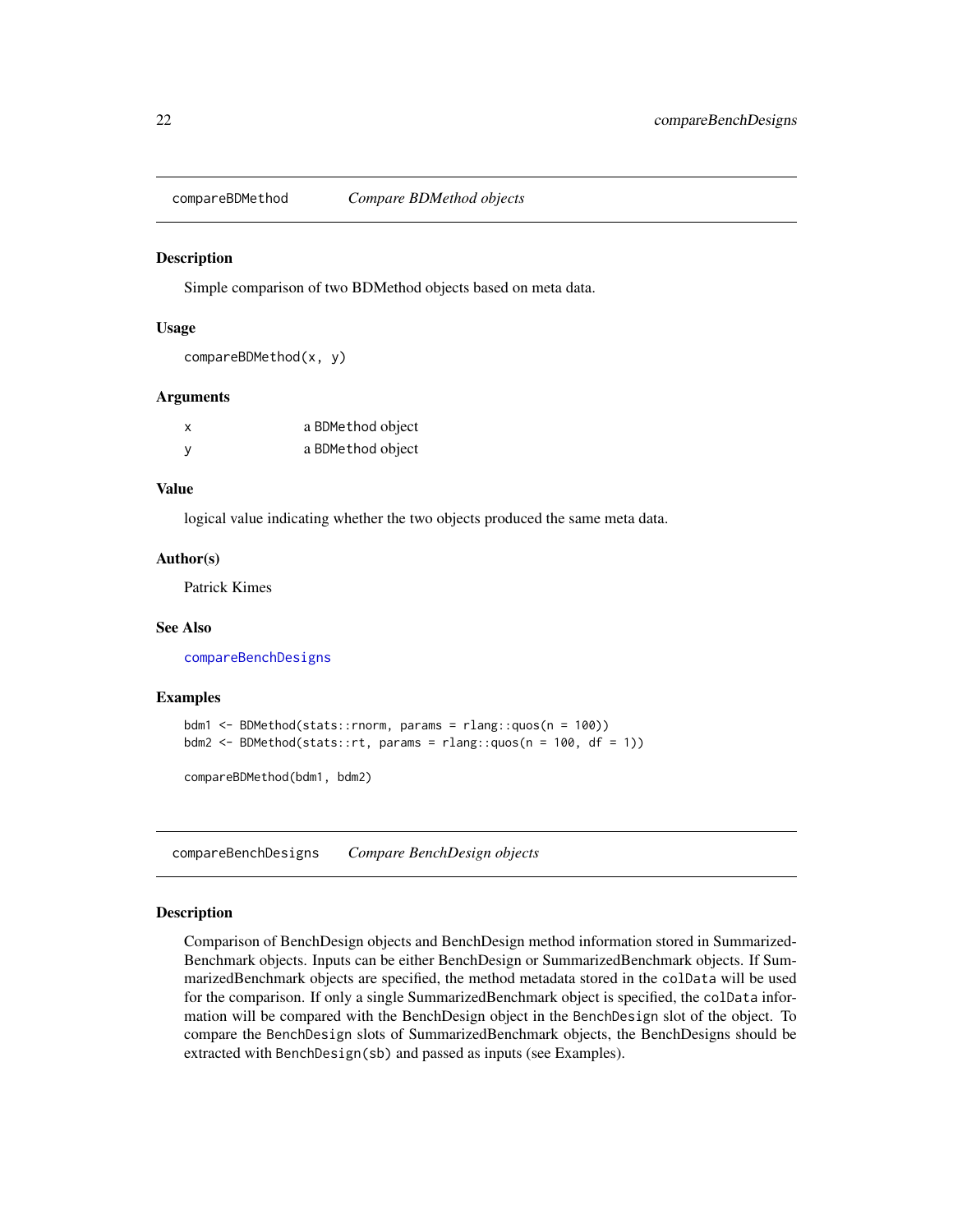## compareBDMethod — *Compare BDMethod objects*

### Description

Simple comparison of two BDMethod objects based on meta data.

### Usage

```
compareBDMethod(x, y)
```

### Arguments

| | |
|---|---|
| x | a BDMethod object |
| y | a BDMethod object |

### Value

logical value indicating whether the two objects produced the same meta data.

### Author(s)

Patrick Kimes

### See Also

compareBenchDesigns

### Examples

```
bdm1 <- BDMethod(stats::rnorm, params = rlang::quos(n = 100))
bdm2 <- BDMethod(stats::rt, params = rlang::quos(n = 100, df = 1))

compareBDMethod(bdm1, bdm2)
```

## compareBenchDesigns — *Compare BenchDesign objects*

### Description

Comparison of BenchDesign objects and BenchDesign method information stored in SummarizedBenchmark objects. Inputs can be either BenchDesign or SummarizedBenchmark objects. If SummarizedBenchmark objects are specified, the method metadata stored in the `colData` will be used for the comparison. If only a single SummarizedBenchmark object is specified, the `colData` information will be compared with the BenchDesign object in the `BenchDesign` slot of the object. To compare the `BenchDesign` slots of SummarizedBenchmark objects, the BenchDesigns should be extracted with `BenchDesign(sb)` and passed as inputs (see Examples).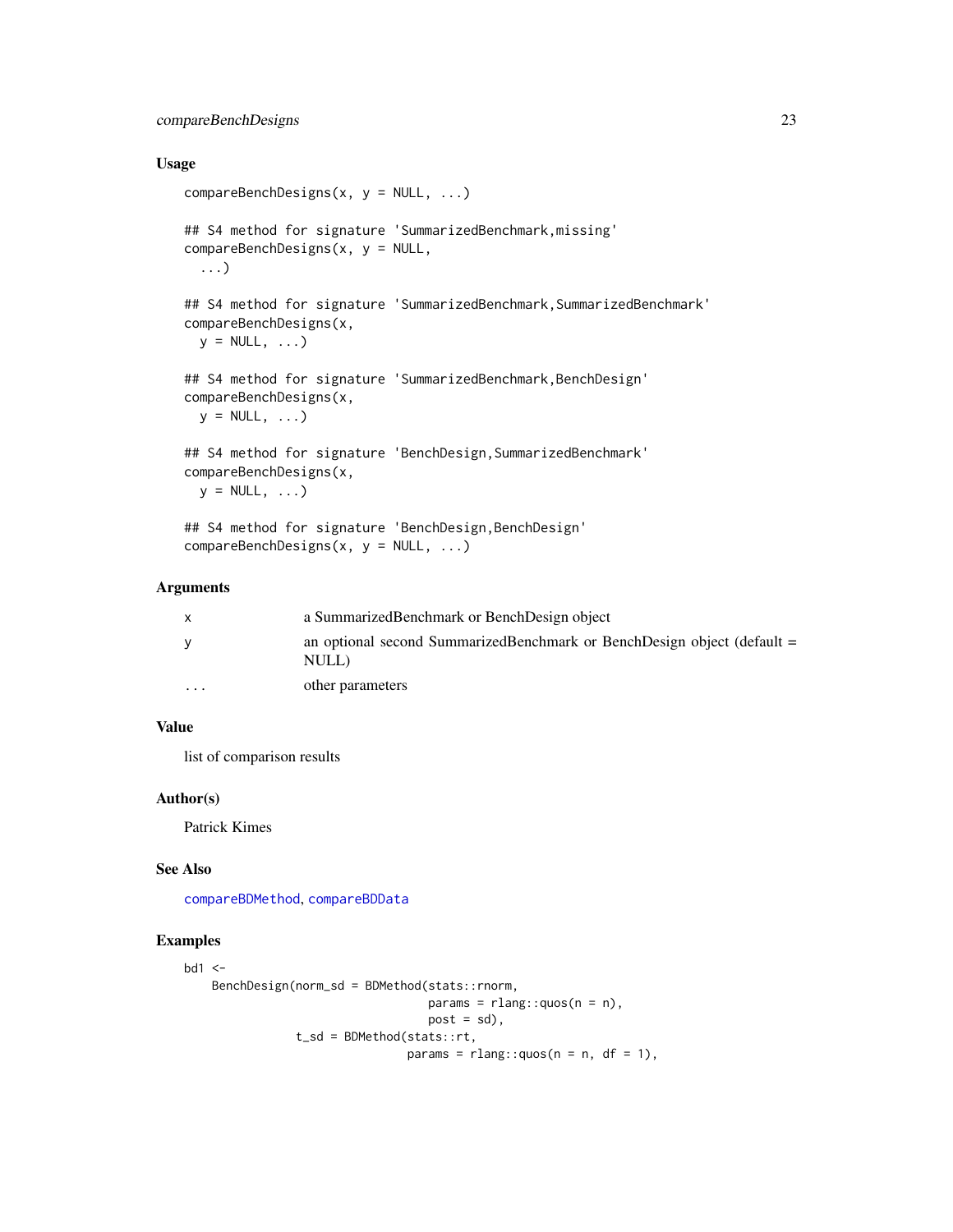## Usage

```
compareBenchDesigns(x, y = NULL, ...)

## S4 method for signature 'SummarizedBenchmark,missing'
compareBenchDesigns(x, y = NULL,
  ...)

## S4 method for signature 'SummarizedBenchmark,SummarizedBenchmark'
compareBenchDesigns(x,
  y = NULL, ...)

## S4 method for signature 'SummarizedBenchmark,BenchDesign'
compareBenchDesigns(x,
  y = NULL, ...)

## S4 method for signature 'BenchDesign,SummarizedBenchmark'
compareBenchDesigns(x,
  y = NULL, ...)

## S4 method for signature 'BenchDesign,BenchDesign'
compareBenchDesigns(x, y = NULL, ...)
```

## Arguments

| | |
|---|---|
| x | a SummarizedBenchmark or BenchDesign object |
| y | an optional second SummarizedBenchmark or BenchDesign object (default = NULL) |
| ... | other parameters |

## Value

list of comparison results

## Author(s)

Patrick Kimes

## See Also

compareBDMethod, compareBDData

## Examples

```
bd1 <-
    BenchDesign(norm_sd = BDMethod(stats::rnorm,
                                   params = rlang::quos(n = n),
                                   post = sd),
                t_sd = BDMethod(stats::rt,
                                params = rlang::quos(n = n, df = 1),
```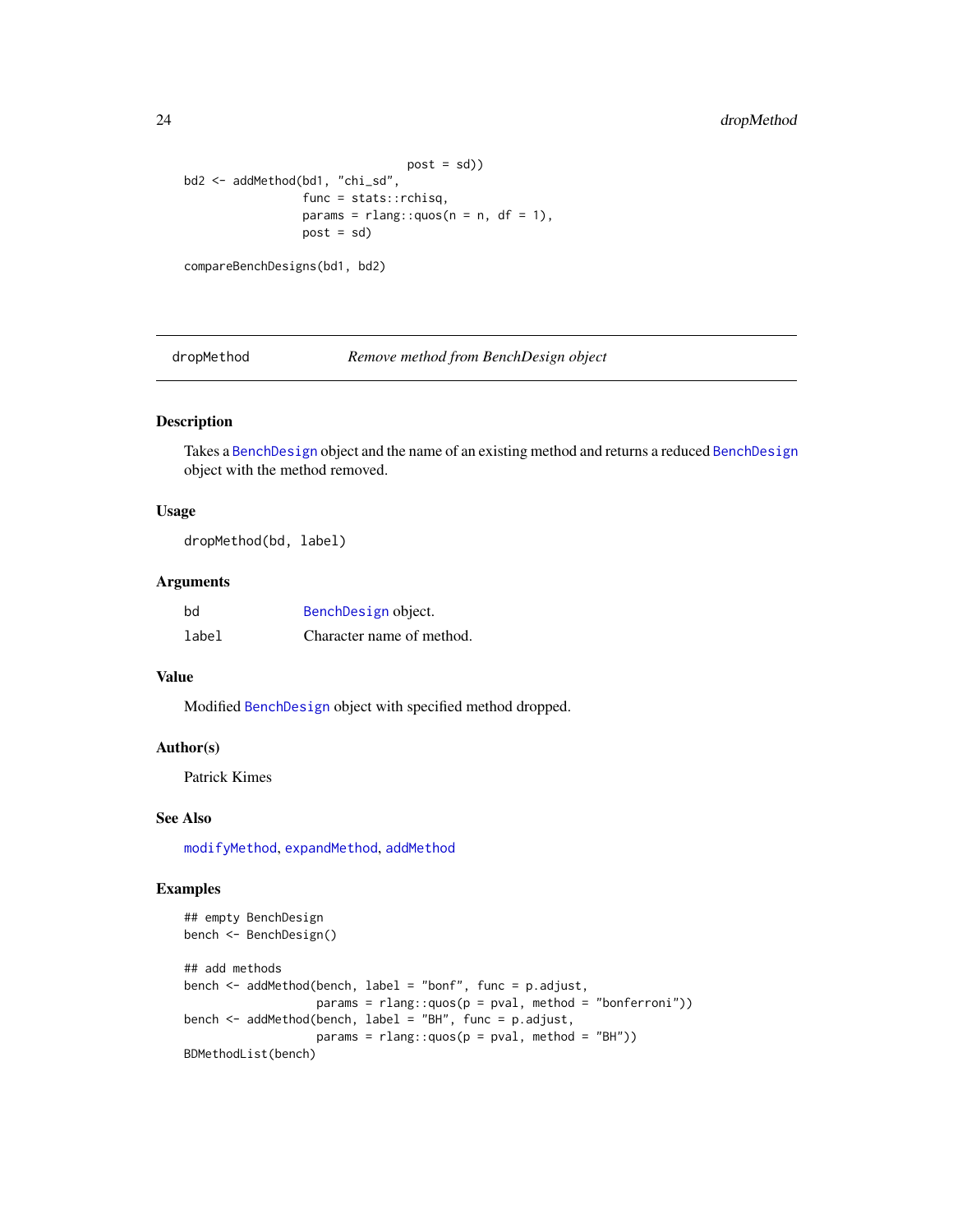```
                                 post = sd))
bd2 <- addMethod(bd1, "chi_sd",
                 func = stats::rchisq,
                 params = rlang::quos(n = n, df = 1),
                 post = sd)

compareBenchDesigns(bd1, bd2)
```

## dropMethod — *Remove method from BenchDesign object*

### Description

Takes a BenchDesign object and the name of an existing method and returns a reduced BenchDesign object with the method removed.

### Usage

```
dropMethod(bd, label)
```

### Arguments

| | |
|---|---|
| bd | BenchDesign object. |
| label | Character name of method. |

### Value

Modified BenchDesign object with specified method dropped.

### Author(s)

Patrick Kimes

### See Also

modifyMethod, expandMethod, addMethod

### Examples

```
## empty BenchDesign
bench <- BenchDesign()

## add methods
bench <- addMethod(bench, label = "bonf", func = p.adjust,
                   params = rlang::quos(p = pval, method = "bonferroni"))
bench <- addMethod(bench, label = "BH", func = p.adjust,
                   params = rlang::quos(p = pval, method = "BH"))
BDMethodList(bench)
```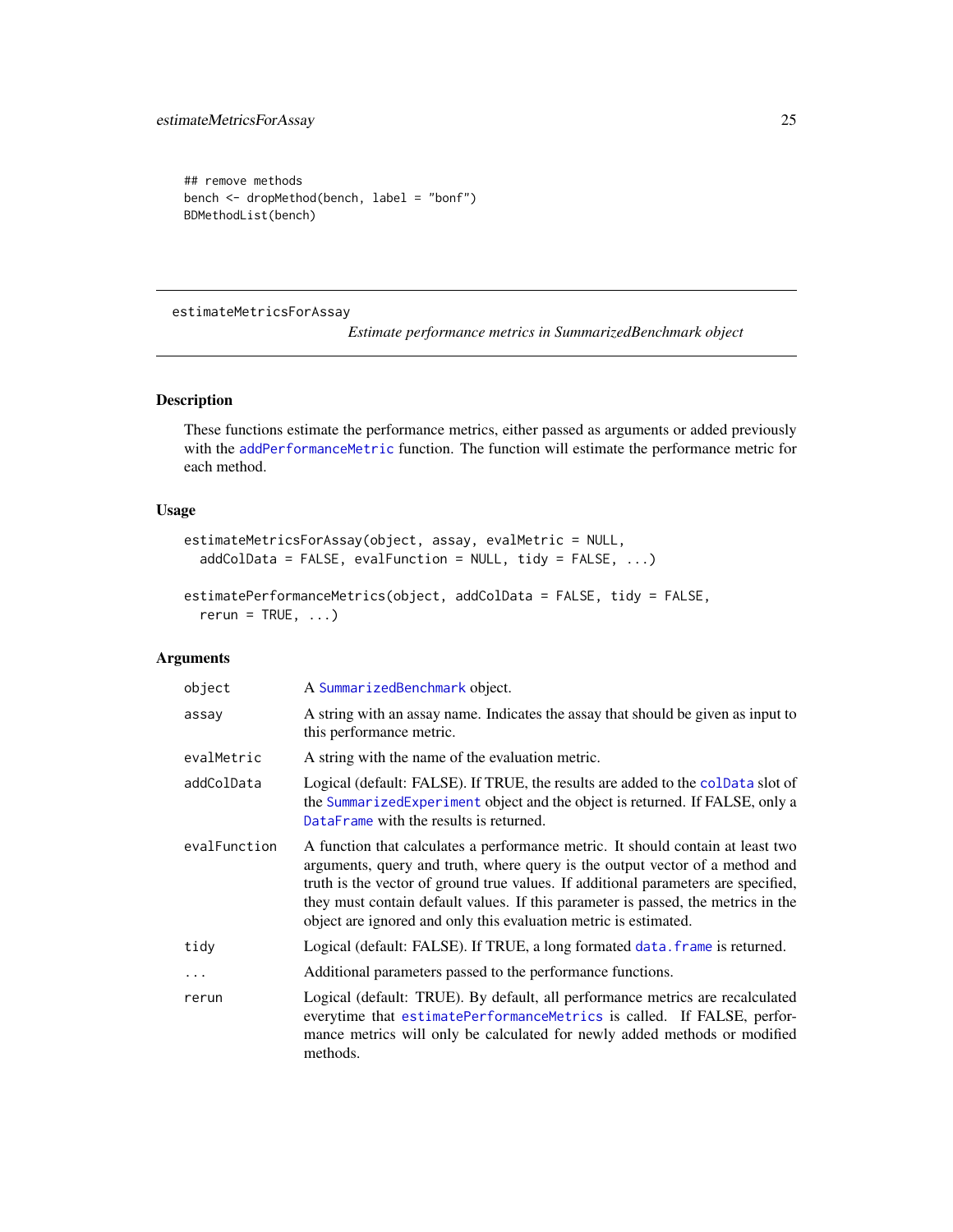```
## remove methods
bench <- dropMethod(bench, label = "bonf")
BDMethodList(bench)
```

---

## estimateMetricsForAssay

*Estimate performance metrics in SummarizedBenchmark object*

---

### Description

These functions estimate the performance metrics, either passed as arguments or added previously with the addPerformanceMetric function. The function will estimate the performance metric for each method.

### Usage

```
estimateMetricsForAssay(object, assay, evalMetric = NULL,
  addColData = FALSE, evalFunction = NULL, tidy = FALSE, ...)

estimatePerformanceMetrics(object, addColData = FALSE, tidy = FALSE,
  rerun = TRUE, ...)
```

### Arguments

| | |
|---|---|
| object | A SummarizedBenchmark object. |
| assay | A string with an assay name. Indicates the assay that should be given as input to this performance metric. |
| evalMetric | A string with the name of the evaluation metric. |
| addColData | Logical (default: FALSE). If TRUE, the results are added to the colData slot of the SummarizedExperiment object and the object is returned. If FALSE, only a DataFrame with the results is returned. |
| evalFunction | A function that calculates a performance metric. It should contain at least two arguments, query and truth, where query is the output vector of a method and truth is the vector of ground true values. If additional parameters are specified, they must contain default values. If this parameter is passed, the metrics in the object are ignored and only this evaluation metric is estimated. |
| tidy | Logical (default: FALSE). If TRUE, a long formated data.frame is returned. |
| ... | Additional parameters passed to the performance functions. |
| rerun | Logical (default: TRUE). By default, all performance metrics are recalculated everytime that estimatePerformanceMetrics is called. If FALSE, performance metrics will only be calculated for newly added methods or modified methods. |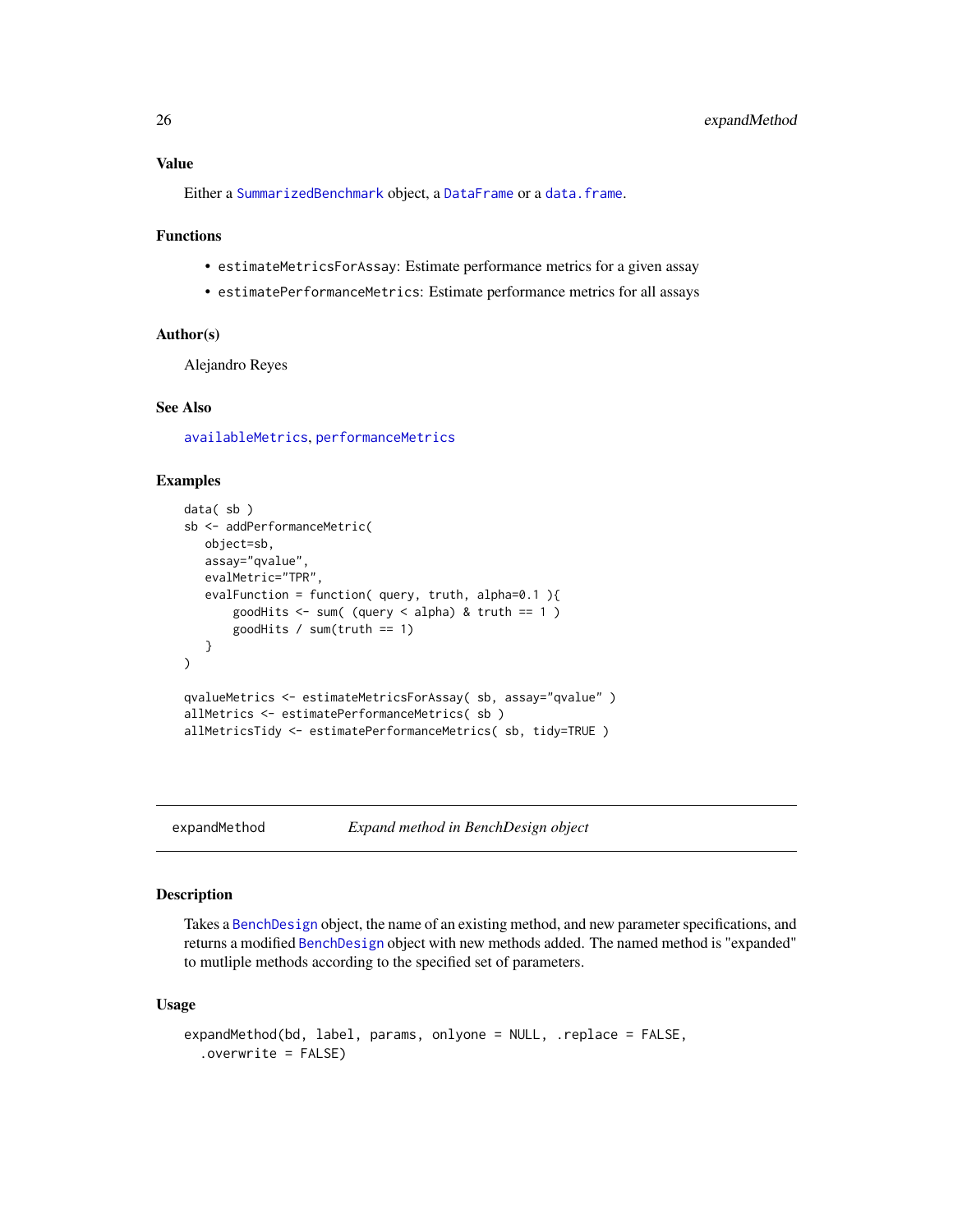### Value

Either a `SummarizedBenchmark` object, a `DataFrame` or a `data.frame`.

### Functions

- `estimateMetricsForAssay`: Estimate performance metrics for a given assay
- `estimatePerformanceMetrics`: Estimate performance metrics for all assays

### Author(s)

Alejandro Reyes

### See Also

`availableMetrics`, `performanceMetrics`

### Examples

```
data( sb )
sb <- addPerformanceMetric(
   object=sb,
   assay="qvalue",
   evalMetric="TPR",
   evalFunction = function( query, truth, alpha=0.1 ){
       goodHits <- sum( (query < alpha) & truth == 1 )
       goodHits / sum(truth == 1)
   }
)

qvalueMetrics <- estimateMetricsForAssay( sb, assay="qvalue" )
allMetrics <- estimatePerformanceMetrics( sb )
allMetricsTidy <- estimatePerformanceMetrics( sb, tidy=TRUE )
```

---

## expandMethod — *Expand method in BenchDesign object*

### Description

Takes a `BenchDesign` object, the name of an existing method, and new parameter specifications, and returns a modified `BenchDesign` object with new methods added. The named method is "expanded" to mutliple methods according to the specified set of parameters.

### Usage

```
expandMethod(bd, label, params, onlyone = NULL, .replace = FALSE,
  .overwrite = FALSE)
```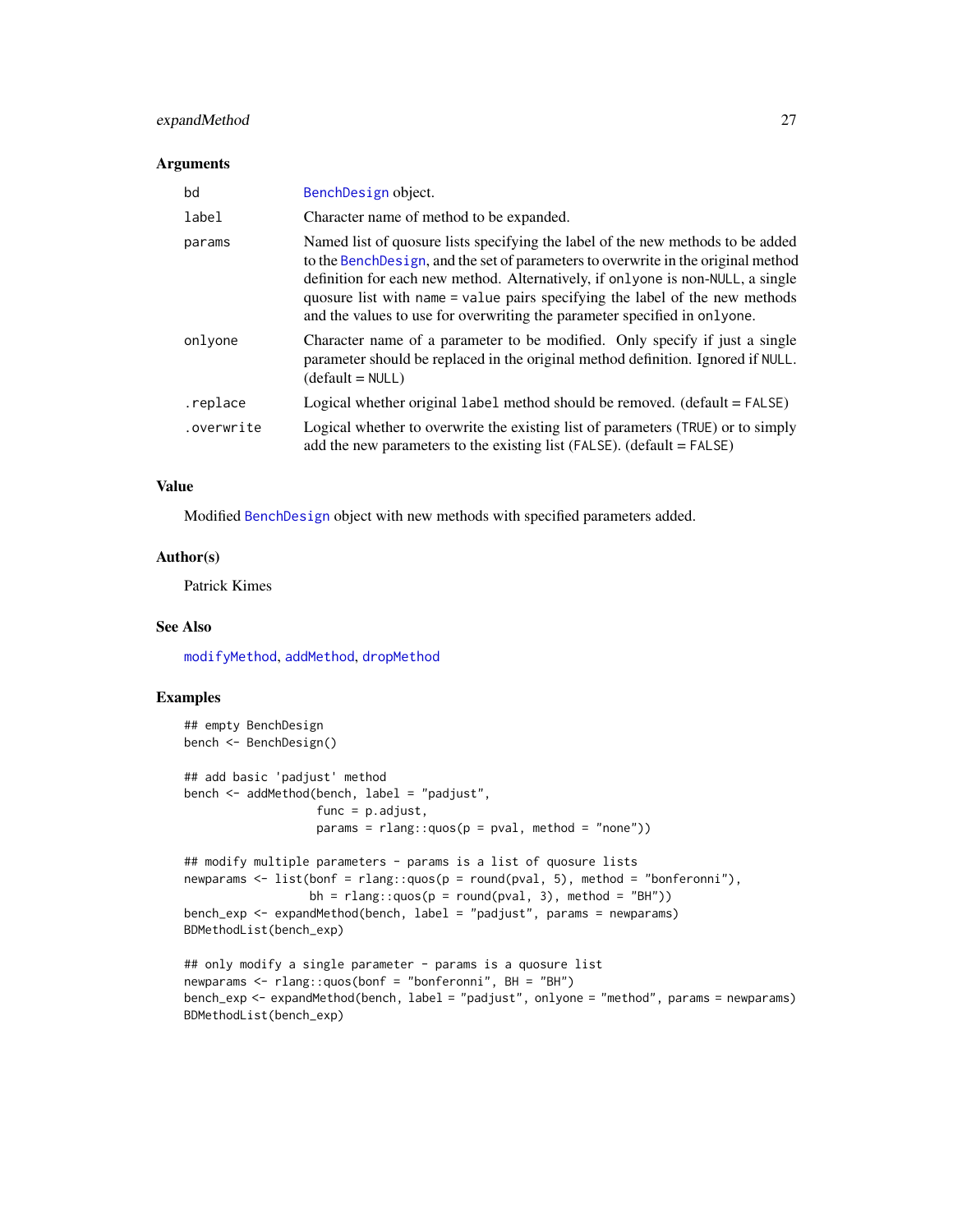## Arguments

| | |
|---|---|
| bd | BenchDesign object. |
| label | Character name of method to be expanded. |
| params | Named list of quosure lists specifying the label of the new methods to be added to the BenchDesign, and the set of parameters to overwrite in the original method definition for each new method. Alternatively, if onlyone is non-NULL, a single quosure list with name = value pairs specifying the label of the new methods and the values to use for overwriting the parameter specified in onlyone. |
| onlyone | Character name of a parameter to be modified. Only specify if just a single parameter should be replaced in the original method definition. Ignored if NULL. (default = NULL) |
| .replace | Logical whether original label method should be removed. (default = FALSE) |
| .overwrite | Logical whether to overwrite the existing list of parameters (TRUE) or to simply add the new parameters to the existing list (FALSE). (default = FALSE) |

## Value

Modified BenchDesign object with new methods with specified parameters added.

## Author(s)

Patrick Kimes

## See Also

modifyMethod, addMethod, dropMethod

## Examples

```
## empty BenchDesign
bench <- BenchDesign()

## add basic 'padjust' method
bench <- addMethod(bench, label = "padjust",
                   func = p.adjust,
                   params = rlang::quos(p = pval, method = "none"))

## modify multiple parameters - params is a list of quosure lists
newparams <- list(bonf = rlang::quos(p = round(pval, 5), method = "bonferonni"),
                  bh = rlang::quos(p = round(pval, 3), method = "BH"))
bench_exp <- expandMethod(bench, label = "padjust", params = newparams)
BDMethodList(bench_exp)

## only modify a single parameter - params is a quosure list
newparams <- rlang::quos(bonf = "bonferonni", BH = "BH")
bench_exp <- expandMethod(bench, label = "padjust", onlyone = "method", params = newparams)
BDMethodList(bench_exp)
```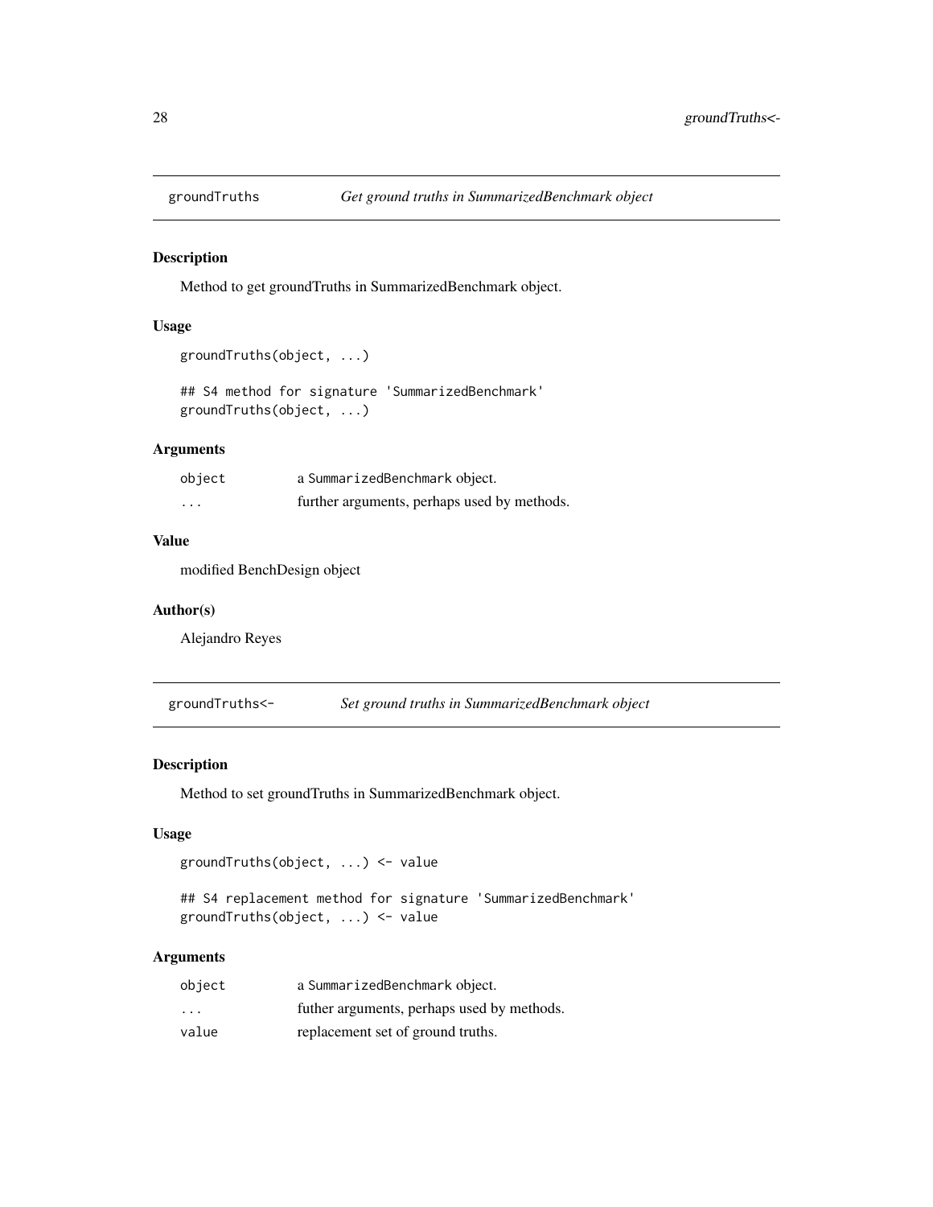## groundTruths — *Get ground truths in SummarizedBenchmark object*

### Description

Method to get groundTruths in SummarizedBenchmark object.

### Usage

```
groundTruths(object, ...)

## S4 method for signature 'SummarizedBenchmark'
groundTruths(object, ...)
```

### Arguments

| | |
|---|---|
| object | a SummarizedBenchmark object. |
| ... | further arguments, perhaps used by methods. |

### Value

modified BenchDesign object

### Author(s)

Alejandro Reyes

## groundTruths<- — *Set ground truths in SummarizedBenchmark object*

### Description

Method to set groundTruths in SummarizedBenchmark object.

### Usage

```
groundTruths(object, ...) <- value

## S4 replacement method for signature 'SummarizedBenchmark'
groundTruths(object, ...) <- value
```

### Arguments

| | |
|---|---|
| object | a SummarizedBenchmark object. |
| ... | futher arguments, perhaps used by methods. |
| value | replacement set of ground truths. |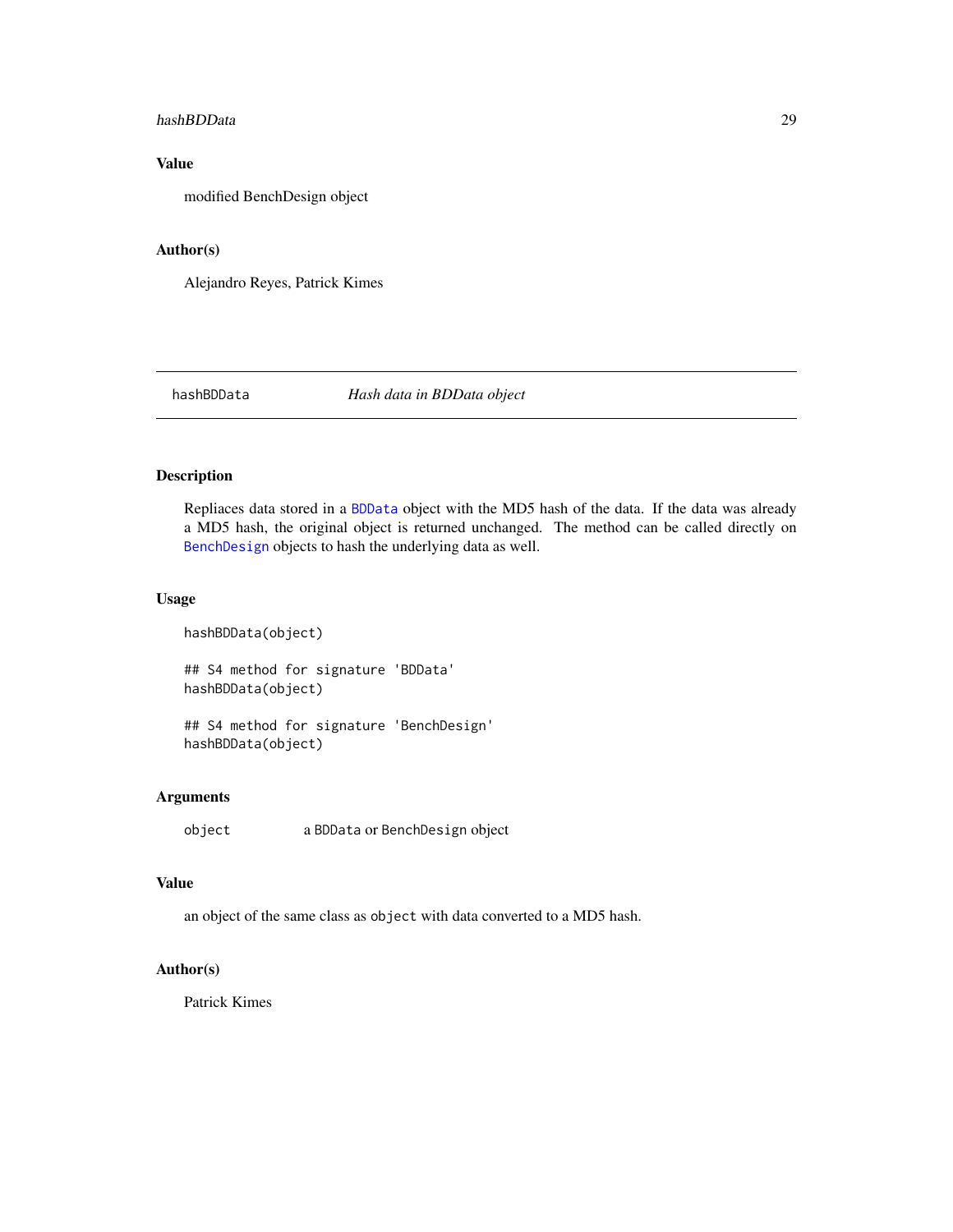### Value

modified BenchDesign object

### Author(s)

Alejandro Reyes, Patrick Kimes

## hashBDData — *Hash data in BDData object*

### Description

Repliaces data stored in a BDData object with the MD5 hash of the data. If the data was already a MD5 hash, the original object is returned unchanged. The method can be called directly on BenchDesign objects to hash the underlying data as well.

### Usage

```
hashBDData(object)

## S4 method for signature 'BDData'
hashBDData(object)

## S4 method for signature 'BenchDesign'
hashBDData(object)
```

### Arguments

| | |
|---|---|
| `object` | a `BDData` or `BenchDesign` object |

### Value

an object of the same class as `object` with data converted to a MD5 hash.

### Author(s)

Patrick Kimes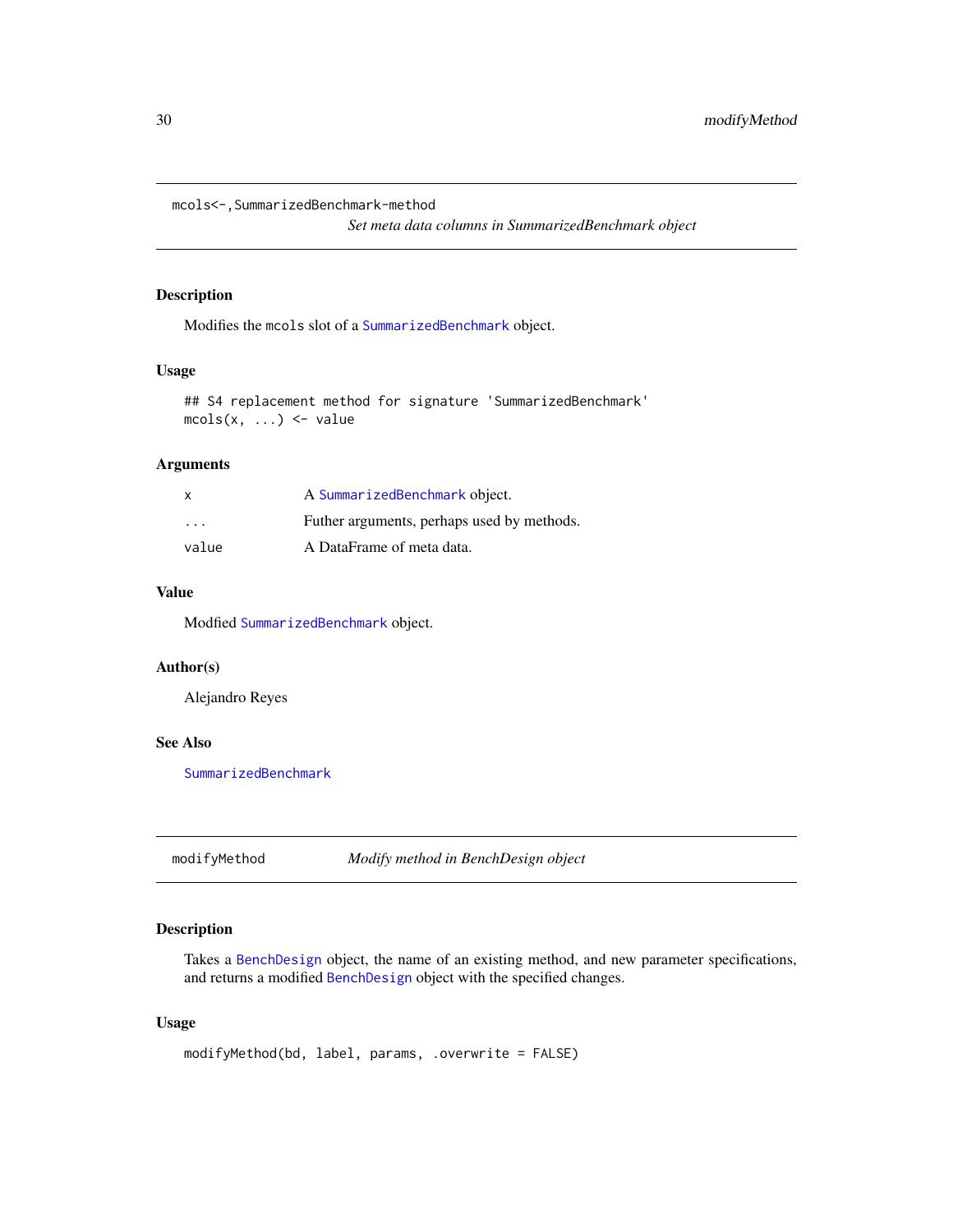## mcols<-,SummarizedBenchmark-method

*Set meta data columns in SummarizedBenchmark object*

### Description

Modifies the mcols slot of a SummarizedBenchmark object.

### Usage

```
## S4 replacement method for signature 'SummarizedBenchmark'
mcols(x, ...) <- value
```

### Arguments

| | |
|---|---|
| x | A SummarizedBenchmark object. |
| ... | Futher arguments, perhaps used by methods. |
| value | A DataFrame of meta data. |

### Value

Modfied SummarizedBenchmark object.

### Author(s)

Alejandro Reyes

### See Also

SummarizedBenchmark

## modifyMethod

*Modify method in BenchDesign object*

### Description

Takes a BenchDesign object, the name of an existing method, and new parameter specifications, and returns a modified BenchDesign object with the specified changes.

### Usage

```
modifyMethod(bd, label, params, .overwrite = FALSE)
```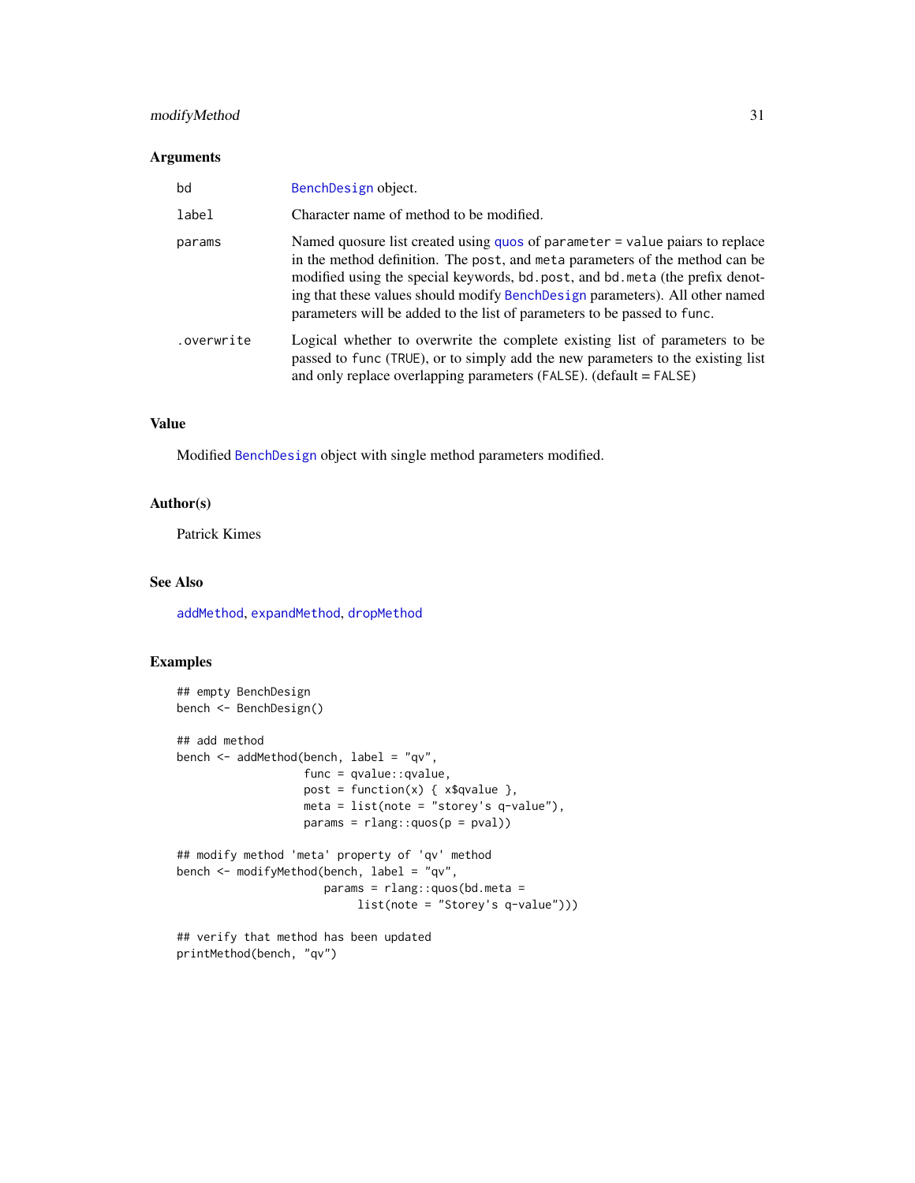### Arguments

| | |
|---|---|
| bd | BenchDesign object. |
| label | Character name of method to be modified. |
| params | Named quosure list created using quos of parameter = value paiars to replace in the method definition. The post, and meta parameters of the method can be modified using the special keywords, bd.post, and bd.meta (the prefix denoting that these values should modify BenchDesign parameters). All other named parameters will be added to the list of parameters to be passed to func. |
| .overwrite | Logical whether to overwrite the complete existing list of parameters to be passed to func (TRUE), or to simply add the new parameters to the existing list and only replace overlapping parameters (FALSE). (default = FALSE) |

### Value

Modified BenchDesign object with single method parameters modified.

### Author(s)

Patrick Kimes

### See Also

addMethod, expandMethod, dropMethod

### Examples

```
## empty BenchDesign
bench <- BenchDesign()

## add method
bench <- addMethod(bench, label = "qv",
                   func = qvalue::qvalue,
                   post = function(x) { x$qvalue },
                   meta = list(note = "storey's q-value"),
                   params = rlang::quos(p = pval))

## modify method 'meta' property of 'qv' method
bench <- modifyMethod(bench, label = "qv",
                      params = rlang::quos(bd.meta =
                           list(note = "Storey's q-value")))

## verify that method has been updated
printMethod(bench, "qv")
```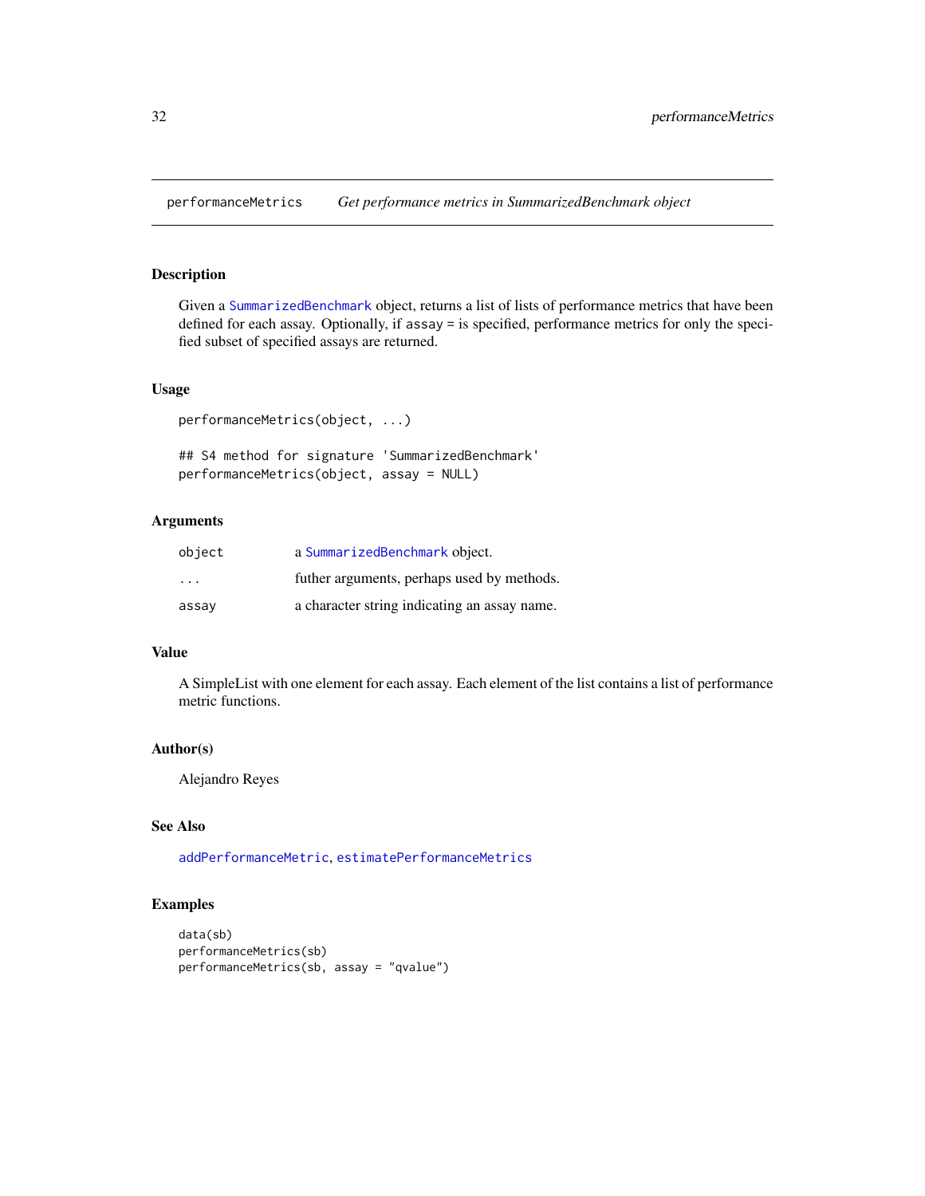performanceMetrics — *Get performance metrics in SummarizedBenchmark object*

## Description

Given a SummarizedBenchmark object, returns a list of lists of performance metrics that have been defined for each assay. Optionally, if assay = is specified, performance metrics for only the specified subset of specified assays are returned.

## Usage

```
performanceMetrics(object, ...)

## S4 method for signature 'SummarizedBenchmark'
performanceMetrics(object, assay = NULL)
```

## Arguments

| | |
|---|---|
| object | a SummarizedBenchmark object. |
| ... | futher arguments, perhaps used by methods. |
| assay | a character string indicating an assay name. |

## Value

A SimpleList with one element for each assay. Each element of the list contains a list of performance metric functions.

## Author(s)

Alejandro Reyes

## See Also

addPerformanceMetric, estimatePerformanceMetrics

## Examples

```
data(sb)
performanceMetrics(sb)
performanceMetrics(sb, assay = "qvalue")
```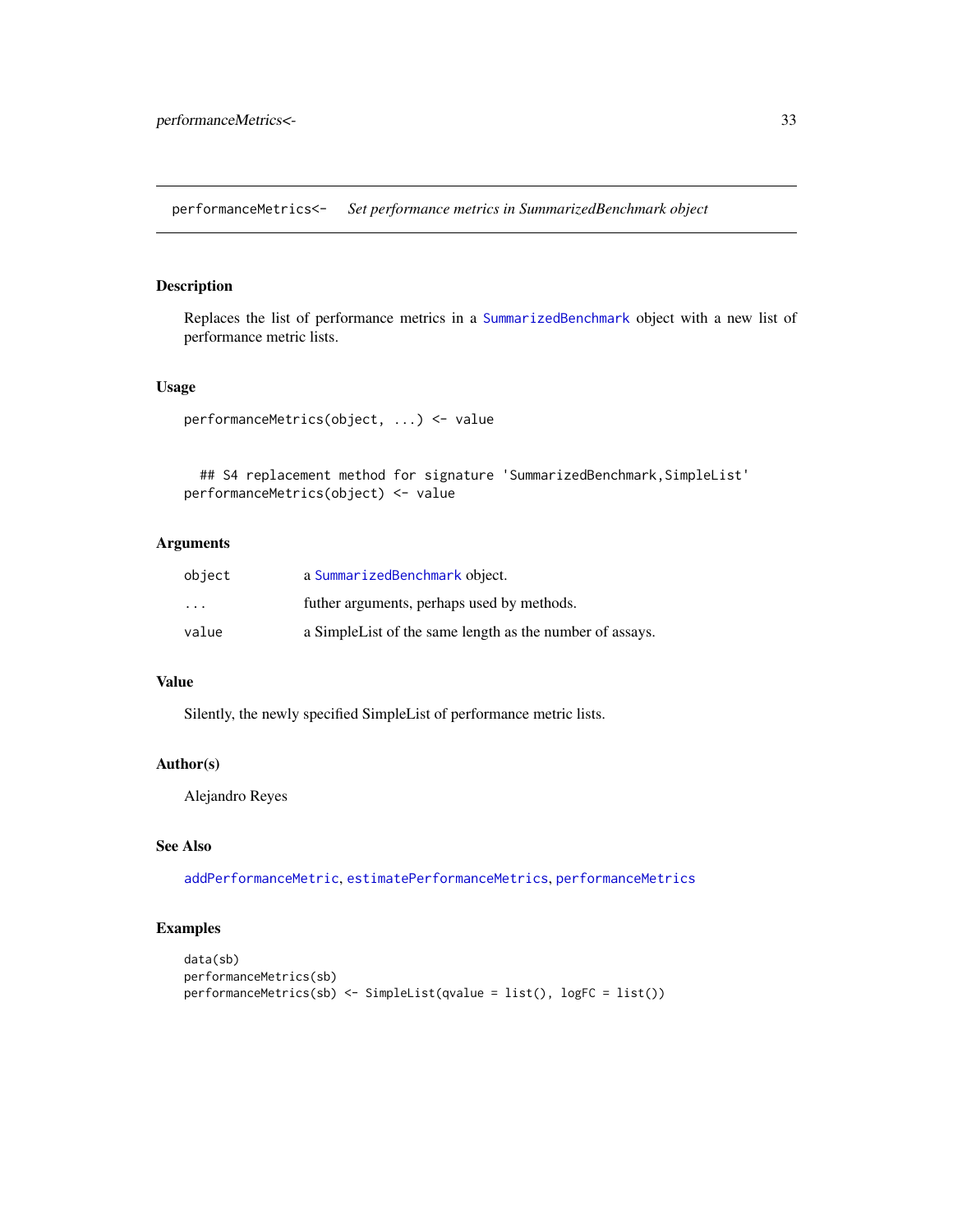## performanceMetrics<- *Set performance metrics in SummarizedBenchmark object*

### Description

Replaces the list of performance metrics in a SummarizedBenchmark object with a new list of performance metric lists.

### Usage

```
performanceMetrics(object, ...) <- value


  ## S4 replacement method for signature 'SummarizedBenchmark,SimpleList'
performanceMetrics(object) <- value
```

### Arguments

| | |
|---|---|
| object | a SummarizedBenchmark object. |
| ... | futher arguments, perhaps used by methods. |
| value | a SimpleList of the same length as the number of assays. |

### Value

Silently, the newly specified SimpleList of performance metric lists.

### Author(s)

Alejandro Reyes

### See Also

addPerformanceMetric, estimatePerformanceMetrics, performanceMetrics

### Examples

```
data(sb)
performanceMetrics(sb)
performanceMetrics(sb) <- SimpleList(qvalue = list(), logFC = list())
```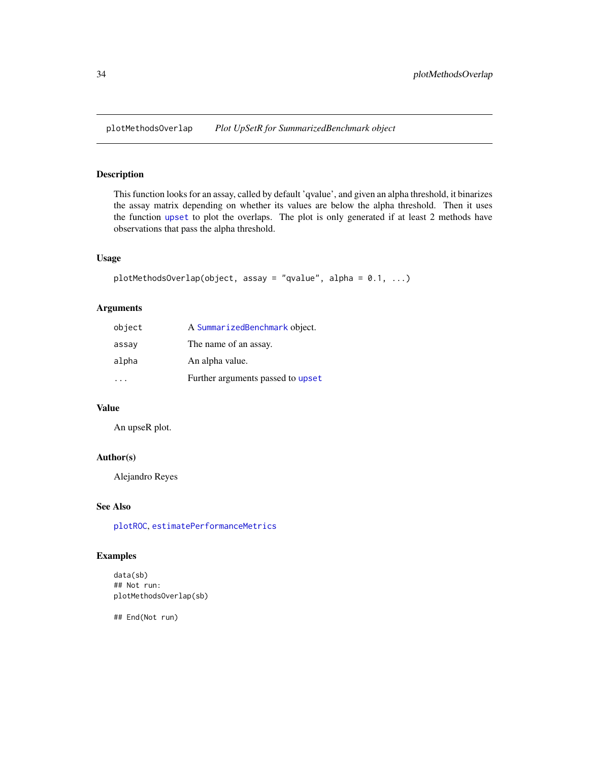plotMethodsOverlap    *Plot UpSetR for SummarizedBenchmark object*

## Description

This function looks for an assay, called by default 'qvalue', and given an alpha threshold, it binarizes the assay matrix depending on whether its values are below the alpha threshold. Then it uses the function `upset` to plot the overlaps. The plot is only generated if at least 2 methods have observations that pass the alpha threshold.

## Usage

```
plotMethodsOverlap(object, assay = "qvalue", alpha = 0.1, ...)
```

## Arguments

| | |
|---|---|
| object | A `SummarizedBenchmark` object. |
| assay | The name of an assay. |
| alpha | An alpha value. |
| ... | Further arguments passed to `upset` |

## Value

An upseR plot.

## Author(s)

Alejandro Reyes

## See Also

`plotROC`, `estimatePerformanceMetrics`

## Examples

```
data(sb)
## Not run:
plotMethodsOverlap(sb)

## End(Not run)
```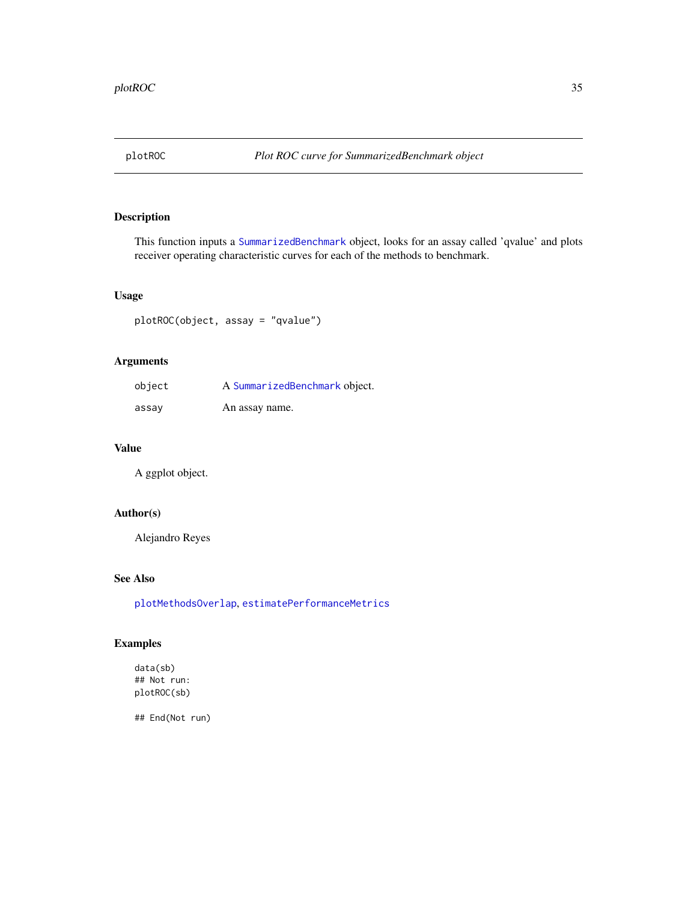# plotROC — *Plot ROC curve for SummarizedBenchmark object*

## Description

This function inputs a SummarizedBenchmark object, looks for an assay called 'qvalue' and plots receiver operating characteristic curves for each of the methods to benchmark.

## Usage

```
plotROC(object, assay = "qvalue")
```

## Arguments

| | |
|---|---|
| object | A SummarizedBenchmark object. |
| assay | An assay name. |

## Value

A ggplot object.

## Author(s)

Alejandro Reyes

## See Also

plotMethodsOverlap, estimatePerformanceMetrics

## Examples

```
data(sb)
## Not run:
plotROC(sb)

## End(Not run)
```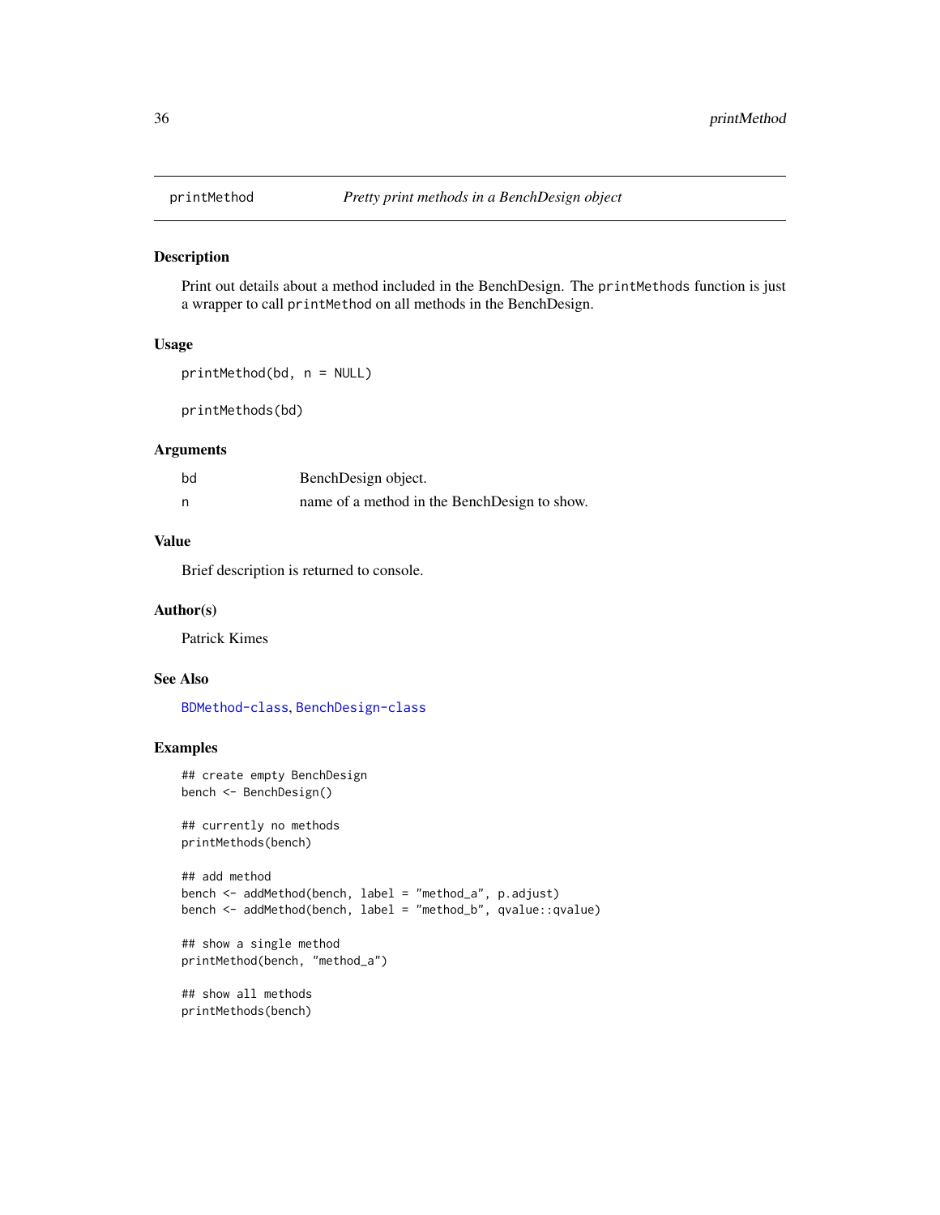# printMethod — *Pretty print methods in a BenchDesign object*

## Description

Print out details about a method included in the BenchDesign. The `printMethods` function is just a wrapper to call `printMethod` on all methods in the BenchDesign.

## Usage

```
printMethod(bd, n = NULL)

printMethods(bd)
```

## Arguments

| | |
|---|---|
| bd | BenchDesign object. |
| n | name of a method in the BenchDesign to show. |

## Value

Brief description is returned to console.

## Author(s)

Patrick Kimes

## See Also

BDMethod-class, BenchDesign-class

## Examples

```
## create empty BenchDesign
bench <- BenchDesign()

## currently no methods
printMethods(bench)

## add method
bench <- addMethod(bench, label = "method_a", p.adjust)
bench <- addMethod(bench, label = "method_b", qvalue::qvalue)

## show a single method
printMethod(bench, "method_a")

## show all methods
printMethods(bench)
```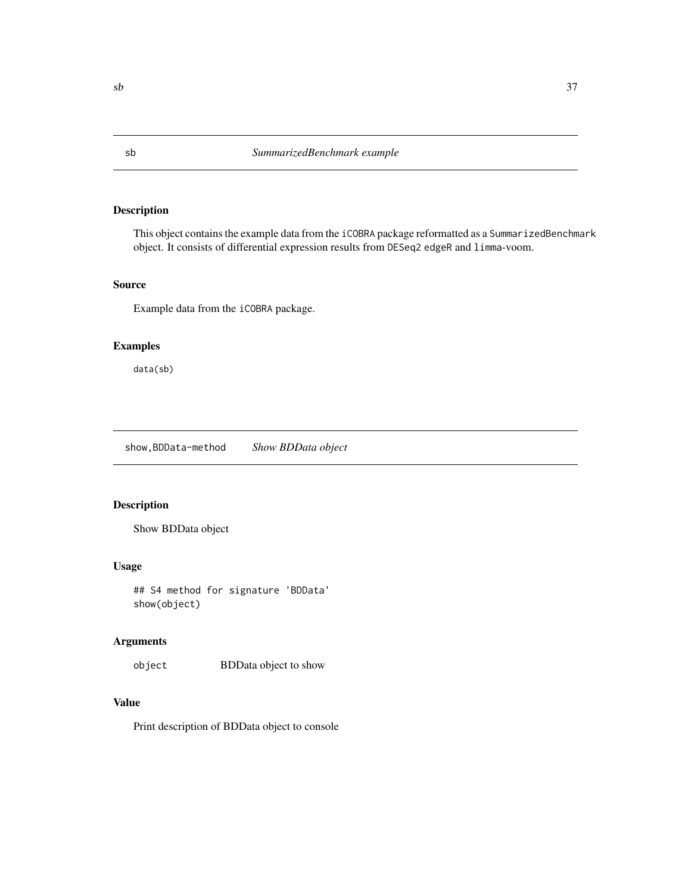## sb — *SummarizedBenchmark example*

### Description

This object contains the example data from the `iCOBRA` package reformatted as a `SummarizedBenchmark` object. It consists of differential expression results from `DESeq2` `edgeR` and `limma`-voom.

### Source

Example data from the `iCOBRA` package.

### Examples

```
data(sb)
```

## show,BDData-method — *Show BDData object*

### Description

Show BDData object

### Usage

```
## S4 method for signature 'BDData'
show(object)
```

### Arguments

| | |
|---|---|
| `object` | BDData object to show |

### Value

Print description of BDData object to console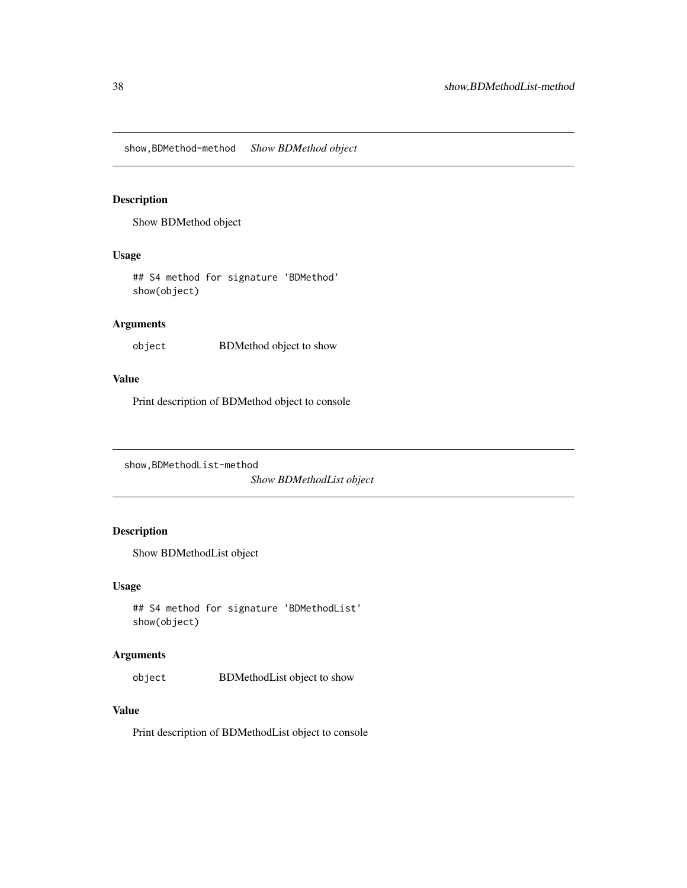## show,BDMethod-method *Show BDMethod object*

### Description

Show BDMethod object

### Usage

```
## S4 method for signature 'BDMethod'
show(object)
```

### Arguments

| | |
|---|---|
| `object` | BDMethod object to show |

### Value

Print description of BDMethod object to console

## show,BDMethodList-method *Show BDMethodList object*

### Description

Show BDMethodList object

### Usage

```
## S4 method for signature 'BDMethodList'
show(object)
```

### Arguments

| | |
|---|---|
| `object` | BDMethodList object to show |

### Value

Print description of BDMethodList object to console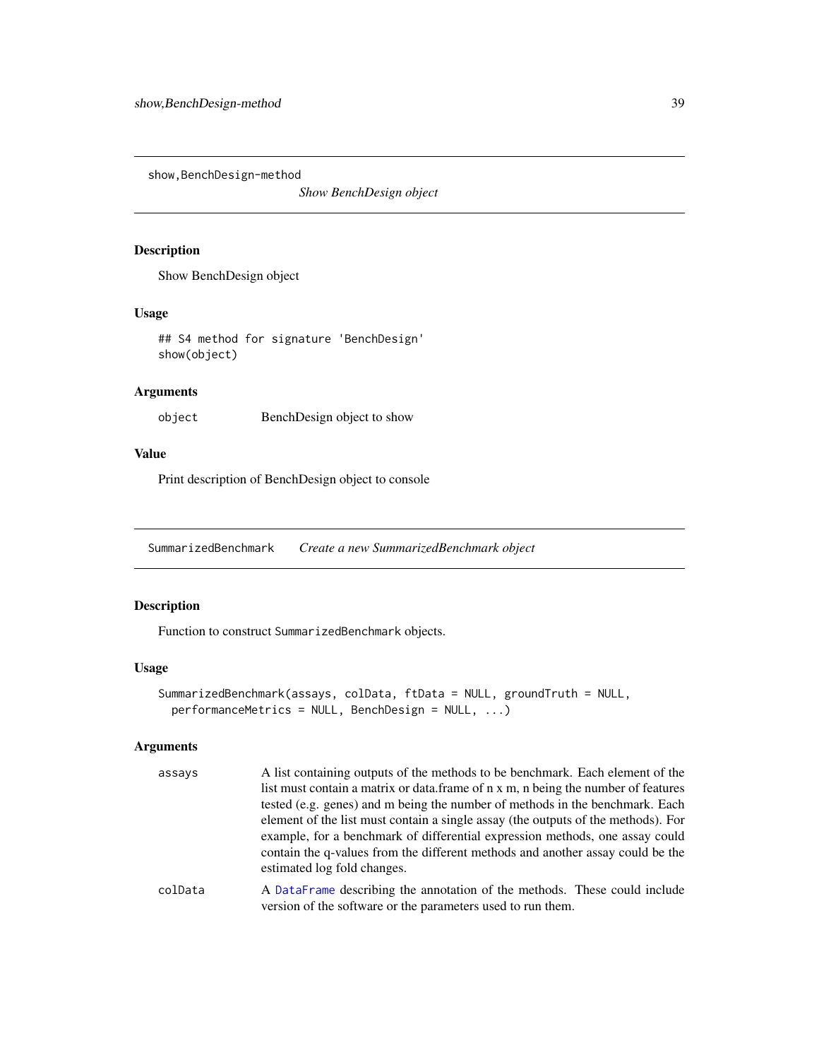## show,BenchDesign-method

*Show BenchDesign object*

### Description

Show BenchDesign object

### Usage

```
## S4 method for signature 'BenchDesign'
show(object)
```

### Arguments

| | |
|---|---|
| object | BenchDesign object to show |

### Value

Print description of BenchDesign object to console

## SummarizedBenchmark

*Create a new SummarizedBenchmark object*

### Description

Function to construct `SummarizedBenchmark` objects.

### Usage

```
SummarizedBenchmark(assays, colData, ftData = NULL, groundTruth = NULL,
  performanceMetrics = NULL, BenchDesign = NULL, ...)
```

### Arguments

| | |
|---|---|
| assays | A list containing outputs of the methods to be benchmark. Each element of the list must contain a matrix or data.frame of n x m, n being the number of features tested (e.g. genes) and m being the number of methods in the benchmark. Each element of the list must contain a single assay (the outputs of the methods). For example, for a benchmark of differential expression methods, one assay could contain the q-values from the different methods and another assay could be the estimated log fold changes. |
| colData | A DataFrame describing the annotation of the methods. These could include version of the software or the parameters used to run them. |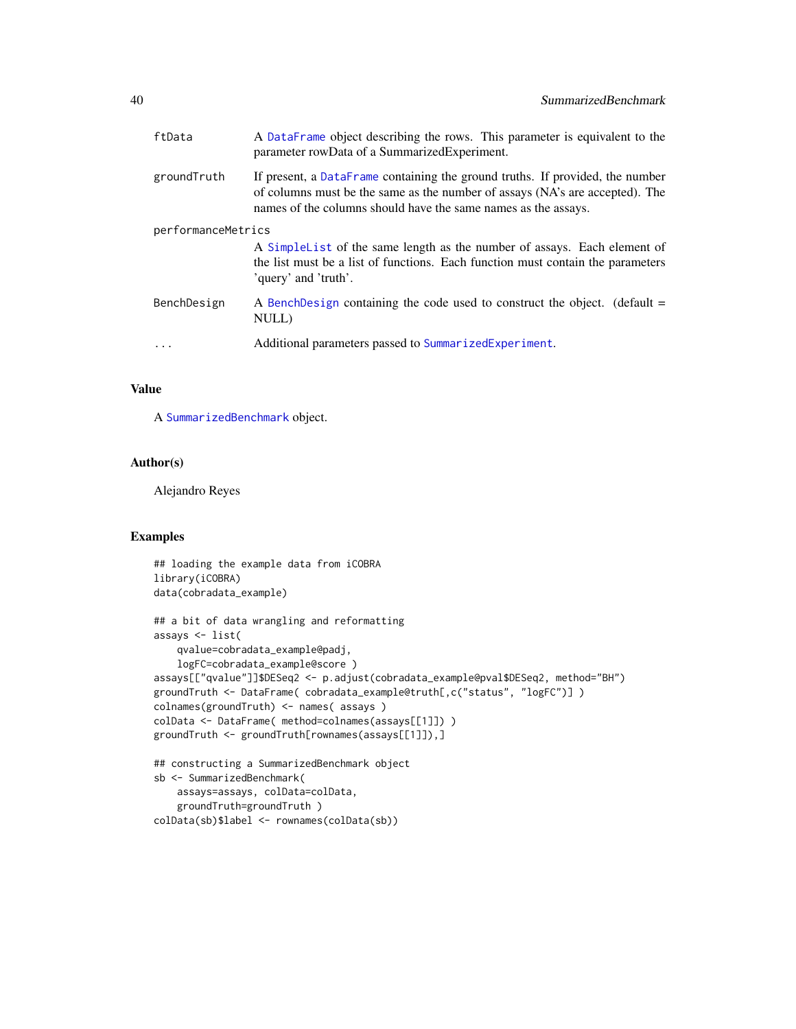| | |
|---|---|
| ftData | A DataFrame object describing the rows. This parameter is equivalent to the parameter rowData of a SummarizedExperiment. |
| groundTruth | If present, a DataFrame containing the ground truths. If provided, the number of columns must be the same as the number of assays (NA's are accepted). The names of the columns should have the same names as the assays. |
| performanceMetrics | A SimpleList of the same length as the number of assays. Each element of the list must be a list of functions. Each function must contain the parameters 'query' and 'truth'. |
| BenchDesign | A BenchDesign containing the code used to construct the object. (default = NULL) |
| ... | Additional parameters passed to SummarizedExperiment. |

## Value

A SummarizedBenchmark object.

## Author(s)

Alejandro Reyes

## Examples

```
## loading the example data from iCOBRA
library(iCOBRA)
data(cobradata_example)

## a bit of data wrangling and reformatting
assays <- list(
    qvalue=cobradata_example@padj,
    logFC=cobradata_example@score )
assays[["qvalue"]]$DESeq2 <- p.adjust(cobradata_example@pval$DESeq2, method="BH")
groundTruth <- DataFrame( cobradata_example@truth[,c("status", "logFC")] )
colnames(groundTruth) <- names( assays )
colData <- DataFrame( method=colnames(assays[[1]]) )
groundTruth <- groundTruth[rownames(assays[[1]]),]

## constructing a SummarizedBenchmark object
sb <- SummarizedBenchmark(
    assays=assays, colData=colData,
    groundTruth=groundTruth )
colData(sb)$label <- rownames(colData(sb))
```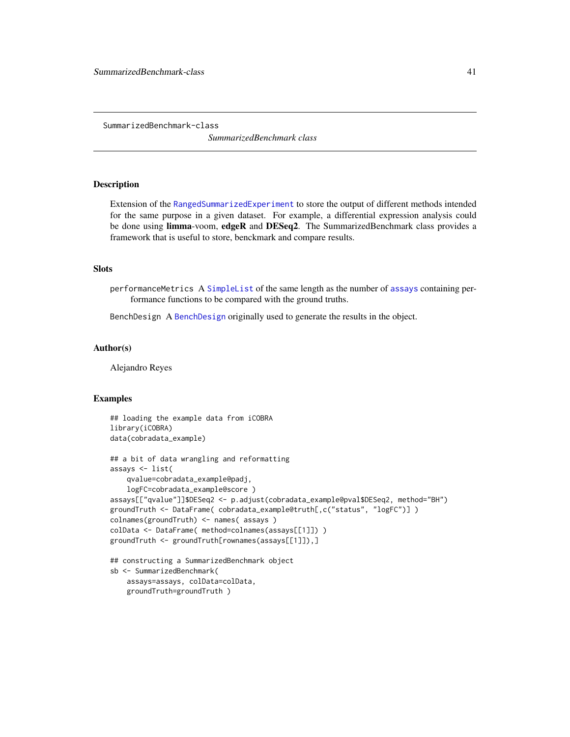SummarizedBenchmark-class

*SummarizedBenchmark class*

## Description

Extension of the RangedSummarizedExperiment to store the output of different methods intended for the same purpose in a given dataset. For example, a differential expression analysis could be done using **limma**-voom, **edgeR** and **DESeq2**. The SummarizedBenchmark class provides a framework that is useful to store, benckmark and compare results.

## Slots

`performanceMetrics` A SimpleList of the same length as the number of assays containing performance functions to be compared with the ground truths.

`BenchDesign` A BenchDesign originally used to generate the results in the object.

## Author(s)

Alejandro Reyes

## Examples

```
## loading the example data from iCOBRA
library(iCOBRA)
data(cobradata_example)

## a bit of data wrangling and reformatting
assays <- list(
    qvalue=cobradata_example@padj,
    logFC=cobradata_example@score )
assays[["qvalue"]]$DESeq2 <- p.adjust(cobradata_example@pval$DESeq2, method="BH")
groundTruth <- DataFrame( cobradata_example@truth[,c("status", "logFC")] )
colnames(groundTruth) <- names( assays )
colData <- DataFrame( method=colnames(assays[[1]]) )
groundTruth <- groundTruth[rownames(assays[[1]]),]

## constructing a SummarizedBenchmark object
sb <- SummarizedBenchmark(
    assays=assays, colData=colData,
    groundTruth=groundTruth )
```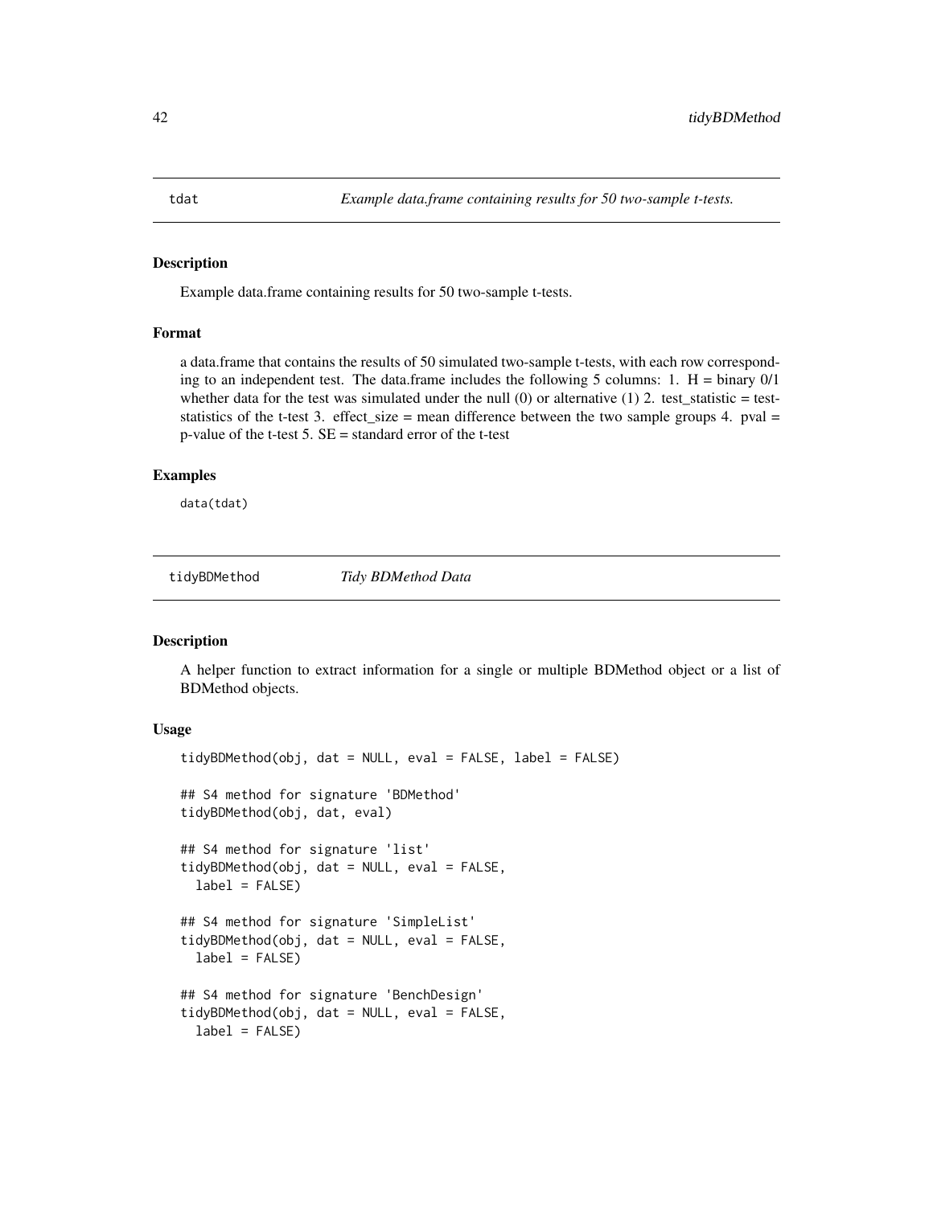## tdat — *Example data.frame containing results for 50 two-sample t-tests.*

### Description

Example data.frame containing results for 50 two-sample t-tests.

### Format

a data.frame that contains the results of 50 simulated two-sample t-tests, with each row corresponding to an independent test. The data.frame includes the following 5 columns: 1. H = binary 0/1 whether data for the test was simulated under the null (0) or alternative (1) 2. test_statistic = test-statistics of the t-test 3. effect_size = mean difference between the two sample groups 4. pval = p-value of the t-test 5. SE = standard error of the t-test

### Examples

```
data(tdat)
```

## tidyBDMethod — *Tidy BDMethod Data*

### Description

A helper function to extract information for a single or multiple BDMethod object or a list of BDMethod objects.

### Usage

```
tidyBDMethod(obj, dat = NULL, eval = FALSE, label = FALSE)

## S4 method for signature 'BDMethod'
tidyBDMethod(obj, dat, eval)

## S4 method for signature 'list'
tidyBDMethod(obj, dat = NULL, eval = FALSE,
  label = FALSE)

## S4 method for signature 'SimpleList'
tidyBDMethod(obj, dat = NULL, eval = FALSE,
  label = FALSE)

## S4 method for signature 'BenchDesign'
tidyBDMethod(obj, dat = NULL, eval = FALSE,
  label = FALSE)
```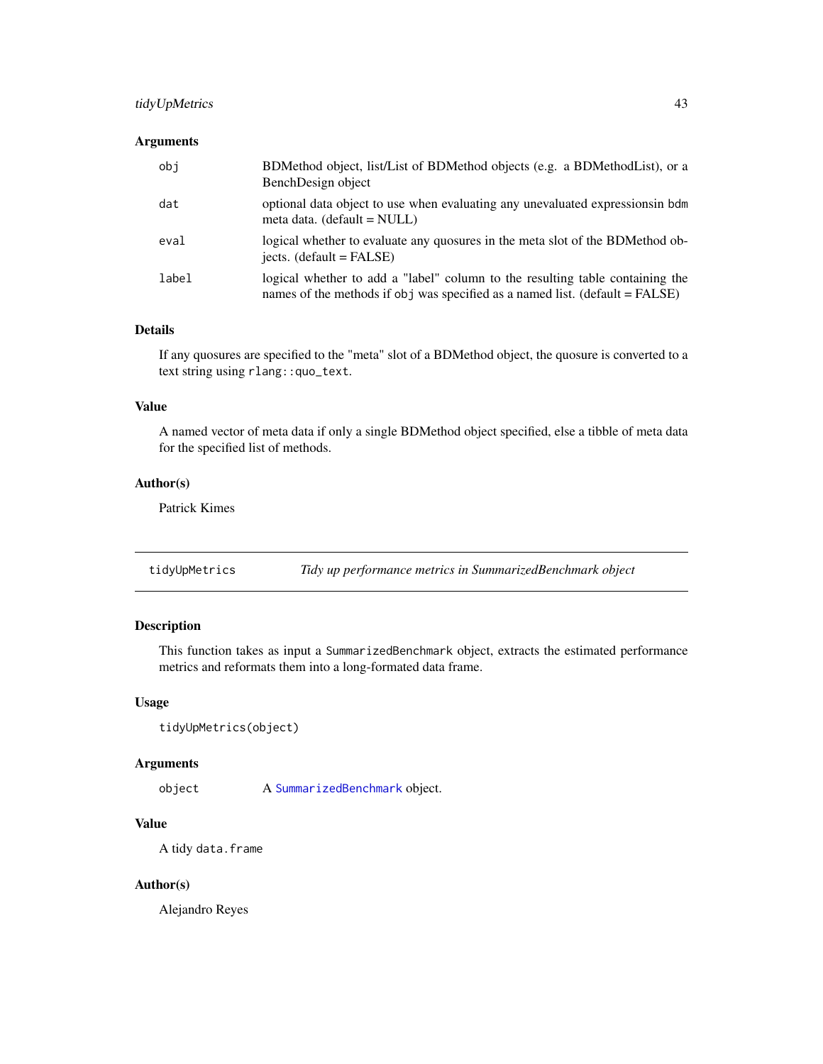### Arguments

| | |
|---|---|
| `obj` | BDMethod object, list/List of BDMethod objects (e.g. a BDMethodList), or a BenchDesign object |
| `dat` | optional data object to use when evaluating any unevaluated expressionsin `bdm` meta data. (default = NULL) |
| `eval` | logical whether to evaluate any quosures in the meta slot of the BDMethod objects. (default = FALSE) |
| `label` | logical whether to add a "label" column to the resulting table containing the names of the methods if `obj` was specified as a named list. (default = FALSE) |

### Details

If any quosures are specified to the "meta" slot of a BDMethod object, the quosure is converted to a text string using `rlang::quo_text`.

### Value

A named vector of meta data if only a single BDMethod object specified, else a tibble of meta data for the specified list of methods.

### Author(s)

Patrick Kimes

---

## tidyUpMetrics — *Tidy up performance metrics in SummarizedBenchmark object*

### Description

This function takes as input a `SummarizedBenchmark` object, extracts the estimated performance metrics and reformats them into a long-formated data frame.

### Usage

```
tidyUpMetrics(object)
```

### Arguments

| | |
|---|---|
| `object` | A `SummarizedBenchmark` object. |

### Value

A tidy `data.frame`

### Author(s)

Alejandro Reyes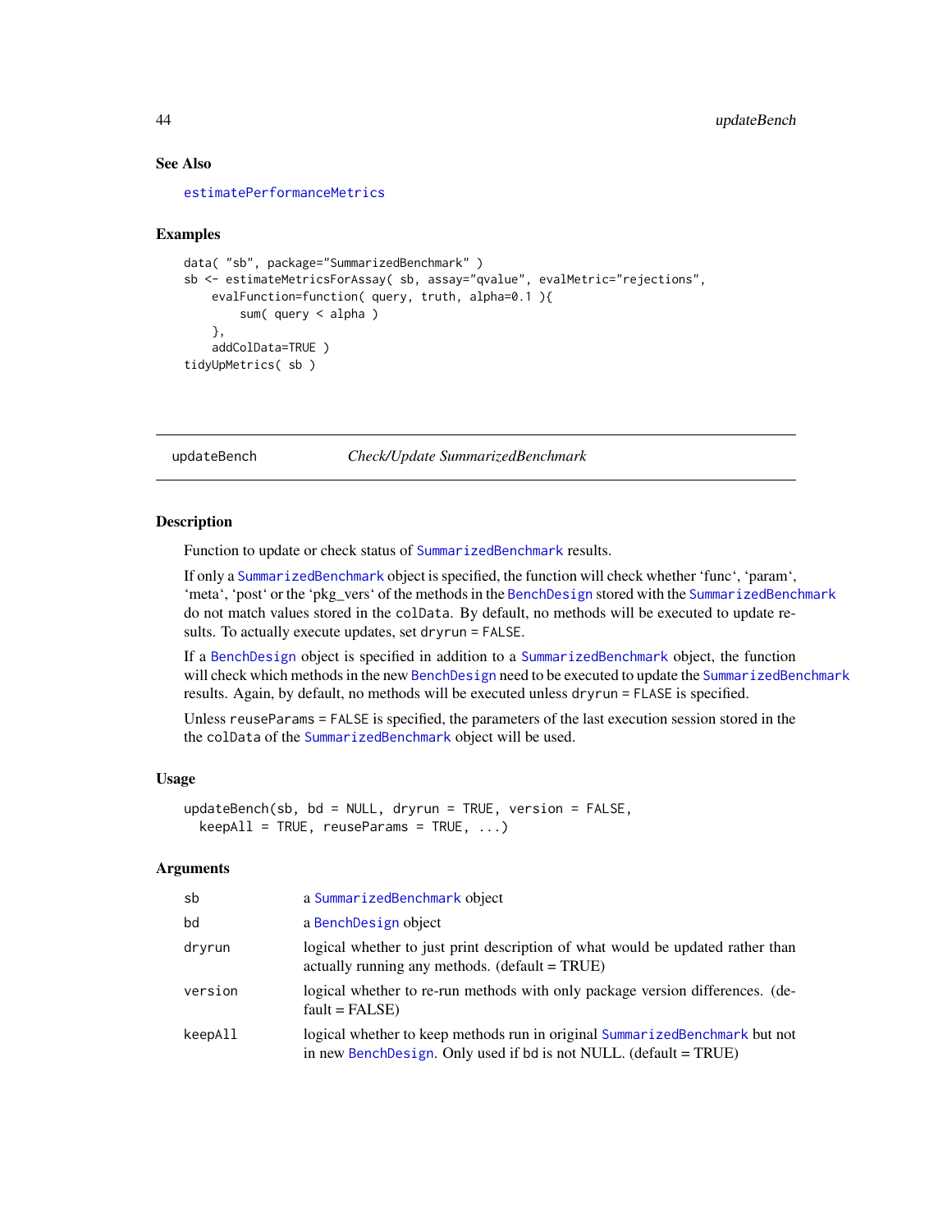### See Also

estimatePerformanceMetrics

### Examples

```
data( "sb", package="SummarizedBenchmark" )
sb <- estimateMetricsForAssay( sb, assay="qvalue", evalMetric="rejections",
    evalFunction=function( query, truth, alpha=0.1 ){
        sum( query < alpha )
    },
    addColData=TRUE )
tidyUpMetrics( sb )
```

---

## updateBench &nbsp;&nbsp;&nbsp;&nbsp; *Check/Update SummarizedBenchmark*

---

### Description

Function to update or check status of SummarizedBenchmark results.

If only a SummarizedBenchmark object is specified, the function will check whether 'func', 'param', 'meta', 'post' or the 'pkg_vers' of the methods in the BenchDesign stored with the SummarizedBenchmark do not match values stored in the colData. By default, no methods will be executed to update results. To actually execute updates, set dryrun = FALSE.

If a BenchDesign object is specified in addition to a SummarizedBenchmark object, the function will check which methods in the new BenchDesign need to be executed to update the SummarizedBenchmark results. Again, by default, no methods will be executed unless dryrun = FLASE is specified.

Unless reuseParams = FALSE is specified, the parameters of the last execution session stored in the the colData of the SummarizedBenchmark object will be used.

### Usage

```
updateBench(sb, bd = NULL, dryrun = TRUE, version = FALSE,
  keepAll = TRUE, reuseParams = TRUE, ...)
```

### Arguments

| | |
|---|---|
| sb | a SummarizedBenchmark object |
| bd | a BenchDesign object |
| dryrun | logical whether to just print description of what would be updated rather than actually running any methods. (default = TRUE) |
| version | logical whether to re-run methods with only package version differences. (default = FALSE) |
| keepAll | logical whether to keep methods run in original SummarizedBenchmark but not in new BenchDesign. Only used if bd is not NULL. (default = TRUE) |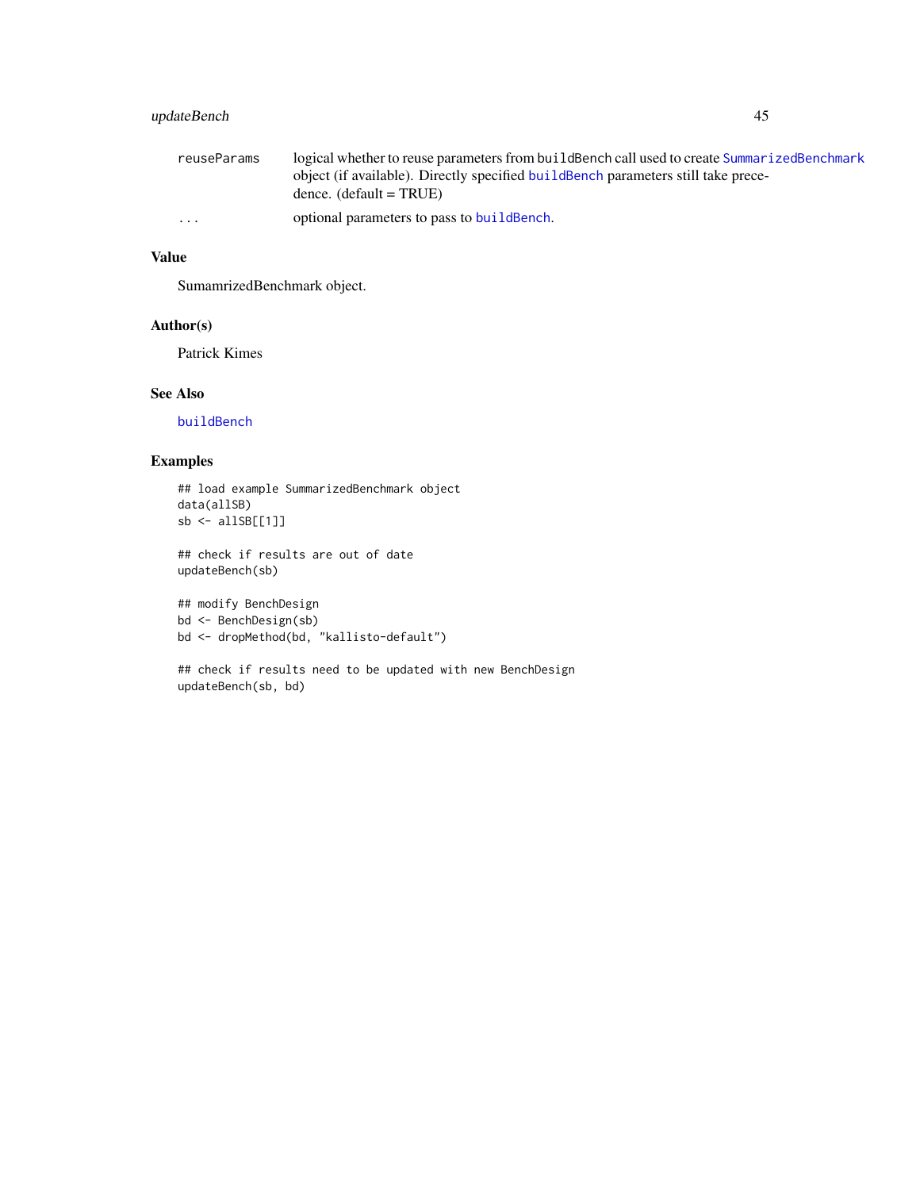| | |
|---|---|
| reuseParams | logical whether to reuse parameters from buildBench call used to create SummarizedBenchmark object (if available). Directly specified buildBench parameters still take precedence. (default = TRUE) |
| ... | optional parameters to pass to buildBench. |

## Value

SumamrizedBenchmark object.

## Author(s)

Patrick Kimes

## See Also

buildBench

## Examples

```
## load example SummarizedBenchmark object
data(allSB)
sb <- allSB[[1]]

## check if results are out of date
updateBench(sb)

## modify BenchDesign
bd <- BenchDesign(sb)
bd <- dropMethod(bd, "kallisto-default")

## check if results need to be updated with new BenchDesign
updateBench(sb, bd)
```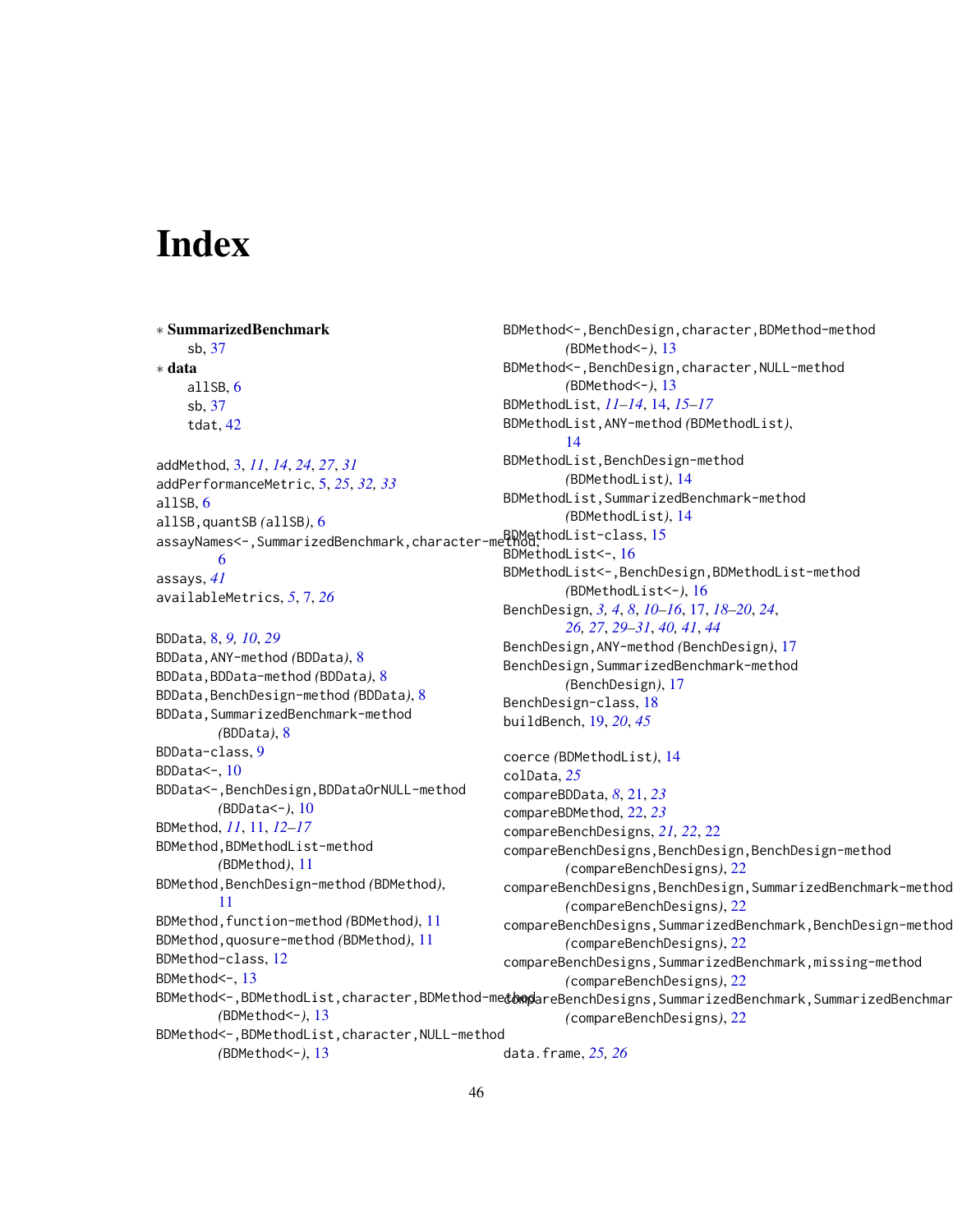# Index

∗ **SummarizedBenchmark**
  sb, 37

∗ **data**
  allSB, 6
  sb, 37
  tdat, 42

addMethod, 3, *11*, *14*, *24*, *27*, *31*
addPerformanceMetric, 5, *25*, *32, 33*
allSB, 6
allSB,quantSB *(*allSB*)*, 6
assayNames<-,SummarizedBenchmark,character-method, 6
assays, *41*
availableMetrics, *5*, 7, *26*

BDData, 8, *9, 10*, *29*
BDData,ANY-method *(*BDData*)*, 8
BDData,BDData-method *(*BDData*)*, 8
BDData,BenchDesign-method *(*BDData*)*, 8
BDData,SummarizedBenchmark-method *(*BDData*)*, 8
BDData-class, 9
BDData<-, 10
BDData<-,BenchDesign,BDDataOrNULL-method *(*BDData<-*)*, 10
BDMethod, *11*, 11, *12–17*
BDMethod,BDMethodList-method *(*BDMethod*)*, 11
BDMethod,BenchDesign-method *(*BDMethod*)*, 11
BDMethod,function-method *(*BDMethod*)*, 11
BDMethod,quosure-method *(*BDMethod*)*, 11
BDMethod-class, 12
BDMethod<-, 13
BDMethod<-,BDMethodList,character,BDMethod-method *(*BDMethod<-*)*, 13
BDMethod<-,BDMethodList,character,NULL-method *(*BDMethod<-*)*, 13
BDMethod<-,BenchDesign,character,BDMethod-method *(*BDMethod<-*)*, 13
BDMethod<-,BenchDesign,character,NULL-method *(*BDMethod<-*)*, 13
BDMethodList, *11–14*, 14, *15–17*
BDMethodList,ANY-method *(*BDMethodList*)*, 14
BDMethodList,BenchDesign-method *(*BDMethodList*)*, 14
BDMethodList,SummarizedBenchmark-method *(*BDMethodList*)*, 14
BDMethodList-class, 15
BDMethodList<-, 16
BDMethodList<-,BenchDesign,BDMethodList-method *(*BDMethodList<-*)*, 16
BenchDesign, *3, 4*, *8*, *10–16*, 17, *18–20*, *24*, *26, 27*, *29–31*, *40, 41*, *44*
BenchDesign,ANY-method *(*BenchDesign*)*, 17
BenchDesign,SummarizedBenchmark-method *(*BenchDesign*)*, 17
BenchDesign-class, 18
buildBench, 19, *20*, *45*

coerce *(*BDMethodList*)*, 14
colData, *25*
compareBDData, *8*, 21, *23*
compareBDMethod, 22, *23*
compareBenchDesigns, *21, 22*, 22
compareBenchDesigns,BenchDesign,BenchDesign-method *(*compareBenchDesigns*)*, 22
compareBenchDesigns,BenchDesign,SummarizedBenchmark-method *(*compareBenchDesigns*)*, 22
compareBenchDesigns,SummarizedBenchmark,BenchDesign-method *(*compareBenchDesigns*)*, 22
compareBenchDesigns,SummarizedBenchmark,missing-method *(*compareBenchDesigns*)*, 22
compareBenchDesigns,SummarizedBenchmark,SummarizedBenchmar *(*compareBenchDesigns*)*, 22

data.frame, *25, 26*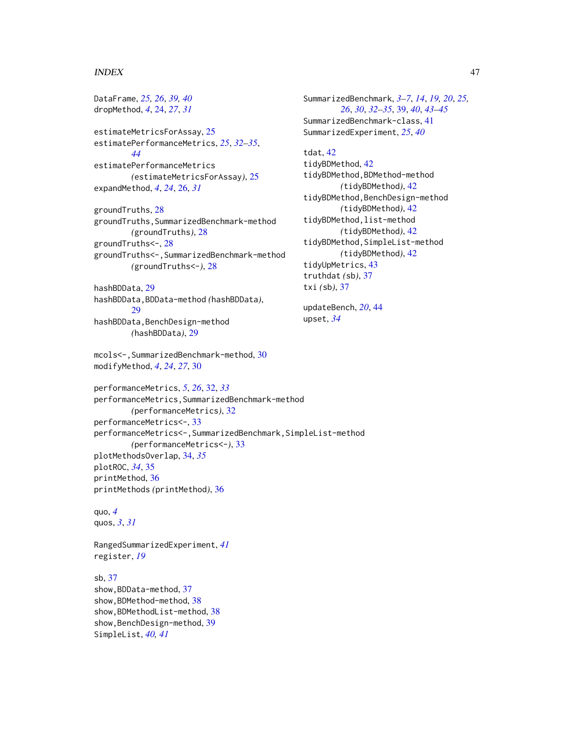DataFrame, *25, 26*, *39, 40*
dropMethod, *4*, 24, *27*, *31*

estimateMetricsForAssay, 25
estimatePerformanceMetrics, *25*, *32–35*, *44*
estimatePerformanceMetrics *(estimateMetricsForAssay)*, 25
expandMethod, *4*, *24*, 26, *31*

groundTruths, 28
groundTruths,SummarizedBenchmark-method *(groundTruths)*, 28
groundTruths<-, 28
groundTruths<-,SummarizedBenchmark-method *(groundTruths<-)*, 28

hashBDData, 29
hashBDData,BDData-method *(hashBDData)*, 29
hashBDData,BenchDesign-method *(hashBDData)*, 29

mcols<-,SummarizedBenchmark-method, 30
modifyMethod, *4*, *24*, *27*, 30

performanceMetrics, *5*, *26*, 32, *33*
performanceMetrics,SummarizedBenchmark-method *(performanceMetrics)*, 32
performanceMetrics<-, 33
performanceMetrics<-,SummarizedBenchmark,SimpleList-method *(performanceMetrics<-)*, 33
plotMethodsOverlap, 34, *35*
plotROC, *34*, 35
printMethod, 36
printMethods *(printMethod)*, 36

quo, *4*
quos, *3*, *31*

RangedSummarizedExperiment, *41*
register, *19*

sb, 37
show,BDData-method, 37
show,BDMethod-method, 38
show,BDMethodList-method, 38
show,BenchDesign-method, 39
SimpleList, *40, 41*
SummarizedBenchmark, *3–7*, *14*, *19, 20*, *25, 26*, *30*, *32–35*, 39, *40*, *43–45*
SummarizedBenchmark-class, 41
SummarizedExperiment, *25*, *40*

tdat, 42
tidyBDMethod, 42
tidyBDMethod,BDMethod-method *(tidyBDMethod)*, 42
tidyBDMethod,BenchDesign-method *(tidyBDMethod)*, 42
tidyBDMethod,list-method *(tidyBDMethod)*, 42
tidyBDMethod,SimpleList-method *(tidyBDMethod)*, 42
tidyUpMetrics, 43
truthdat *(sb)*, 37
txi *(sb)*, 37

updateBench, *20*, 44
upset, *34*